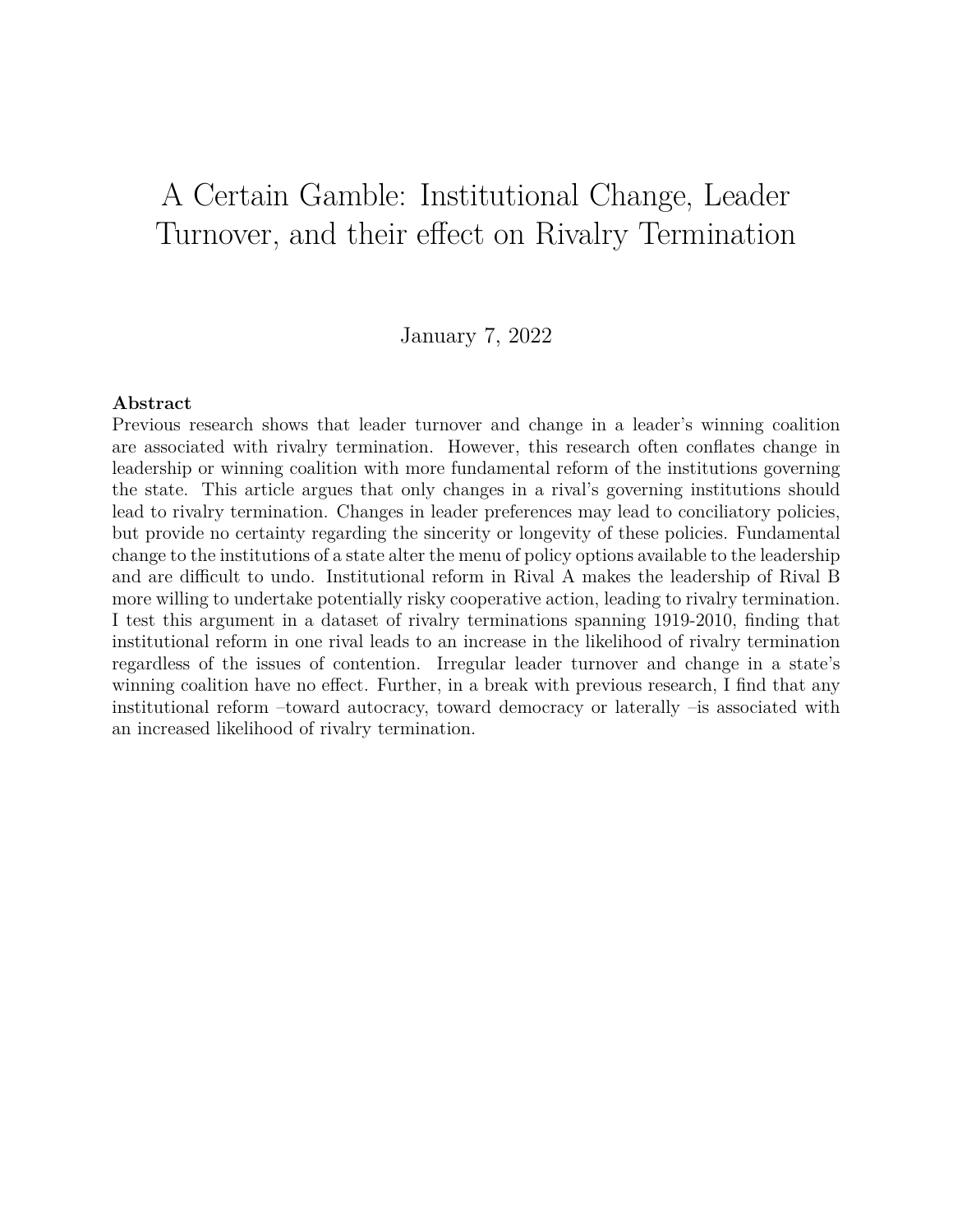# A Certain Gamble: Institutional Change, Leader Turnover, and their effect on Rivalry Termination

January 7, 2022

**Abstract**

Previous research shows that leader turnover and change in a leader's winning coalition are associated with rivalry termination. However, this research often conflates change in leadership or winning coalition with more fundamental reform of the institutions governing the state. This article argues that only changes in a rival's governing institutions should lead to rivalry termination. Changes in leader preferences may lead to conciliatory policies, but provide no certainty regarding the sincerity or longevity of these policies. Fundamental change to the institutions of a state alter the menu of policy options available to the leadership and are difficult to undo. Institutional reform in Rival A makes the leadership of Rival B more willing to undertake potentially risky cooperative action, leading to rivalry termination. I test this argument in a dataset of rivalry terminations spanning 1919-2010, finding that institutional reform in one rival leads to an increase in the likelihood of rivalry termination regardless of the issues of contention. Irregular leader turnover and change in a state's winning coalition have no effect. Further, in a break with previous research, I find that any institutional reform –toward autocracy, toward democracy or laterally –is associated with an increased likelihood of rivalry termination.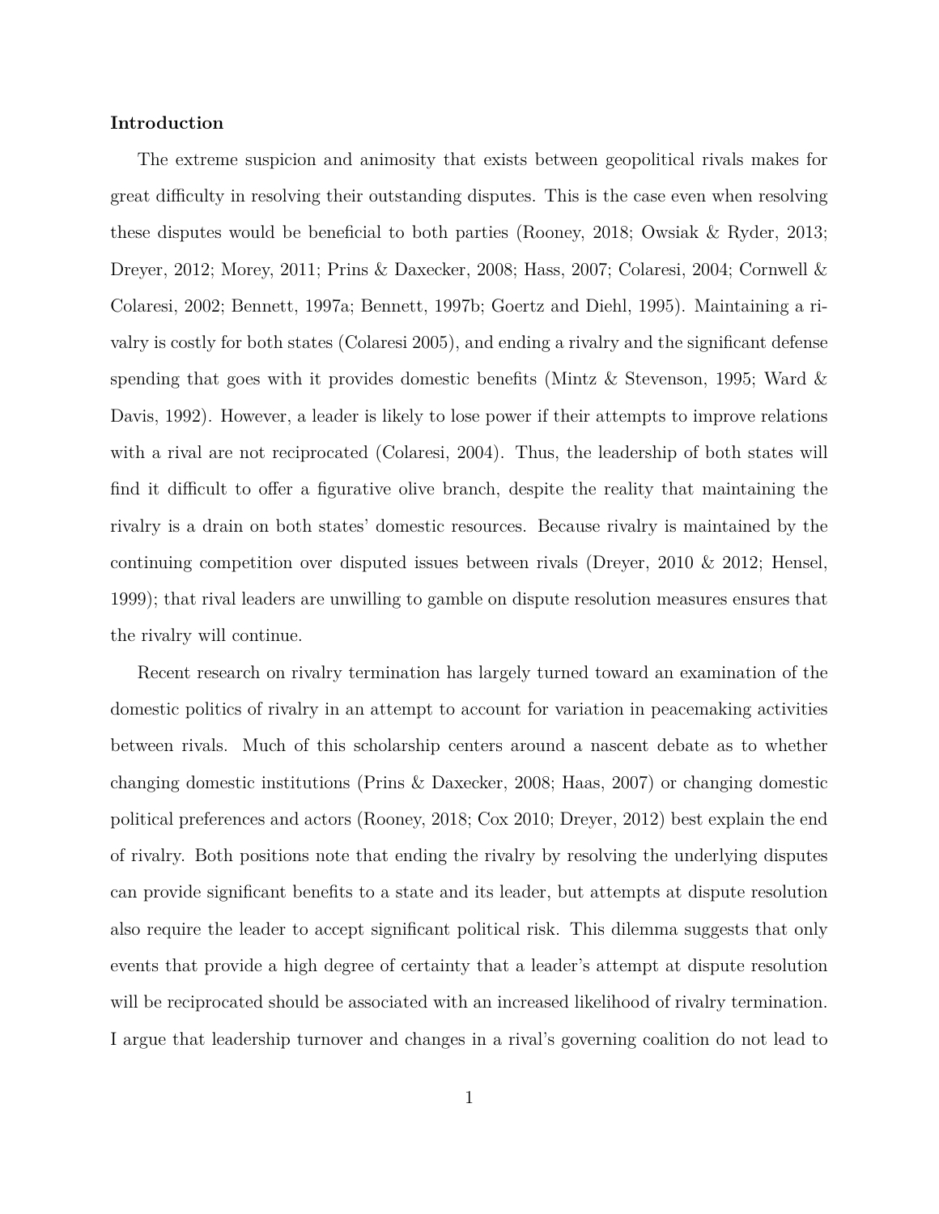**Introduction**

The extreme suspicion and animosity that exists between geopolitical rivals makes for great difficulty in resolving their outstanding disputes. This is the case even when resolving these disputes would be beneficial to both parties (Rooney, 2018; Owsiak & Ryder, 2013; Dreyer, 2012; Morey, 2011; Prins & Daxecker, 2008; Hass, 2007; Colaresi, 2004; Cornwell & Colaresi, 2002; Bennett, 1997a; Bennett, 1997b; Goertz and Diehl, 1995). Maintaining a rivalry is costly for both states (Colaresi 2005), and ending a rivalry and the significant defense spending that goes with it provides domestic benefits (Mintz & Stevenson, 1995; Ward & Davis, 1992). However, a leader is likely to lose power if their attempts to improve relations with a rival are not reciprocated (Colaresi, 2004). Thus, the leadership of both states will find it difficult to offer a figurative olive branch, despite the reality that maintaining the rivalry is a drain on both states' domestic resources. Because rivalry is maintained by the continuing competition over disputed issues between rivals (Dreyer, 2010 & 2012; Hensel, 1999); that rival leaders are unwilling to gamble on dispute resolution measures ensures that the rivalry will continue.

Recent research on rivalry termination has largely turned toward an examination of the domestic politics of rivalry in an attempt to account for variation in peacemaking activities between rivals. Much of this scholarship centers around a nascent debate as to whether changing domestic institutions (Prins & Daxecker, 2008; Haas, 2007) or changing domestic political preferences and actors (Rooney, 2018; Cox 2010; Dreyer, 2012) best explain the end of rivalry. Both positions note that ending the rivalry by resolving the underlying disputes can provide significant benefits to a state and its leader, but attempts at dispute resolution also require the leader to accept significant political risk. This dilemma suggests that only events that provide a high degree of certainty that a leader's attempt at dispute resolution will be reciprocated should be associated with an increased likelihood of rivalry termination. I argue that leadership turnover and changes in a rival's governing coalition do not lead to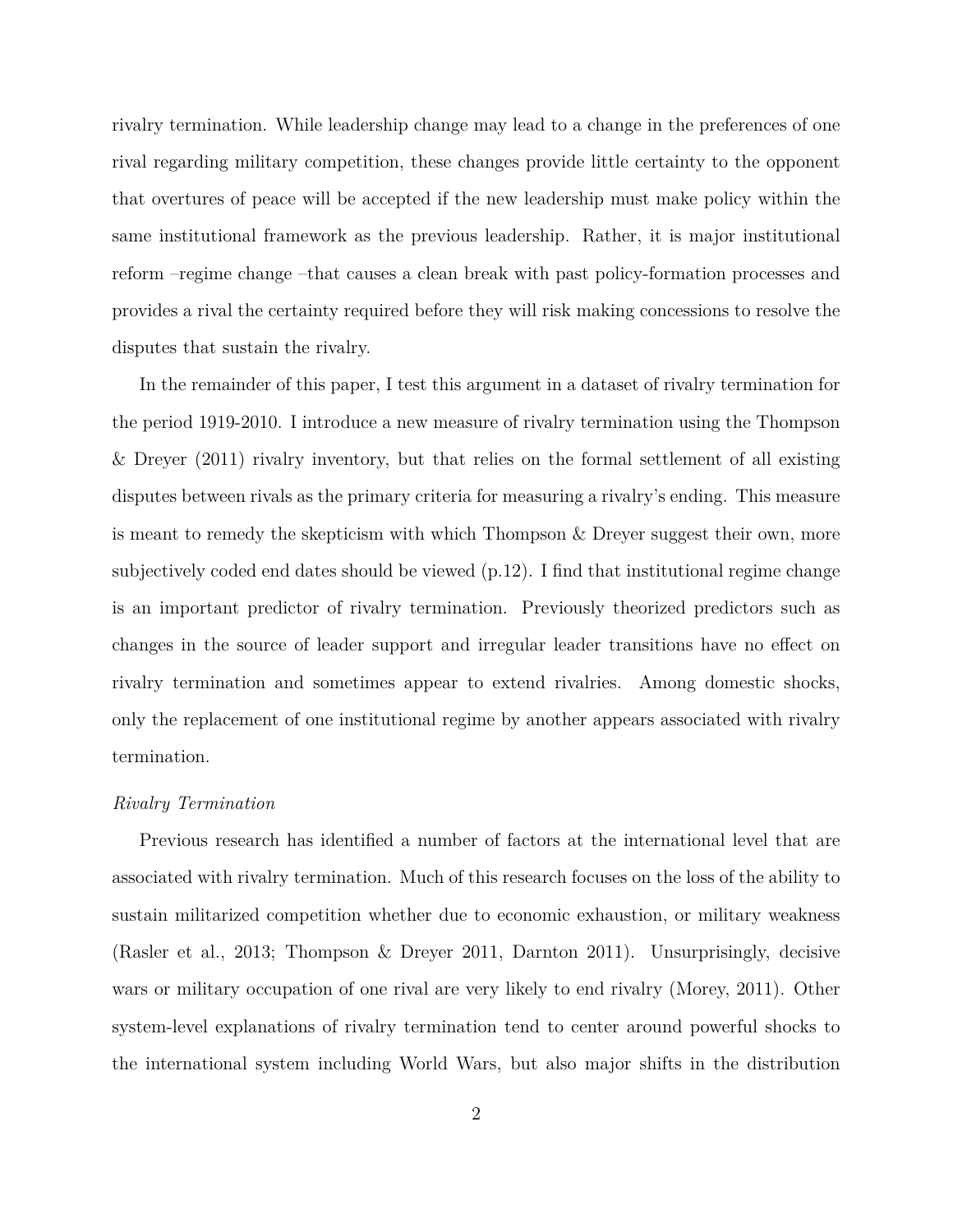rivalry termination. While leadership change may lead to a change in the preferences of one rival regarding military competition, these changes provide little certainty to the opponent that overtures of peace will be accepted if the new leadership must make policy within the same institutional framework as the previous leadership. Rather, it is major institutional reform –regime change –that causes a clean break with past policy-formation processes and provides a rival the certainty required before they will risk making concessions to resolve the disputes that sustain the rivalry.

In the remainder of this paper, I test this argument in a dataset of rivalry termination for the period 1919-2010. I introduce a new measure of rivalry termination using the Thompson & Dreyer (2011) rivalry inventory, but that relies on the formal settlement of all existing disputes between rivals as the primary criteria for measuring a rivalry's ending. This measure is meant to remedy the skepticism with which Thompson & Dreyer suggest their own, more subjectively coded end dates should be viewed (p.12). I find that institutional regime change is an important predictor of rivalry termination. Previously theorized predictors such as changes in the source of leader support and irregular leader transitions have no effect on rivalry termination and sometimes appear to extend rivalries. Among domestic shocks, only the replacement of one institutional regime by another appears associated with rivalry termination.

*Rivalry Termination*

Previous research has identified a number of factors at the international level that are associated with rivalry termination. Much of this research focuses on the loss of the ability to sustain militarized competition whether due to economic exhaustion, or military weakness (Rasler et al., 2013; Thompson & Dreyer 2011, Darnton 2011). Unsurprisingly, decisive wars or military occupation of one rival are very likely to end rivalry (Morey, 2011). Other system-level explanations of rivalry termination tend to center around powerful shocks to the international system including World Wars, but also major shifts in the distribution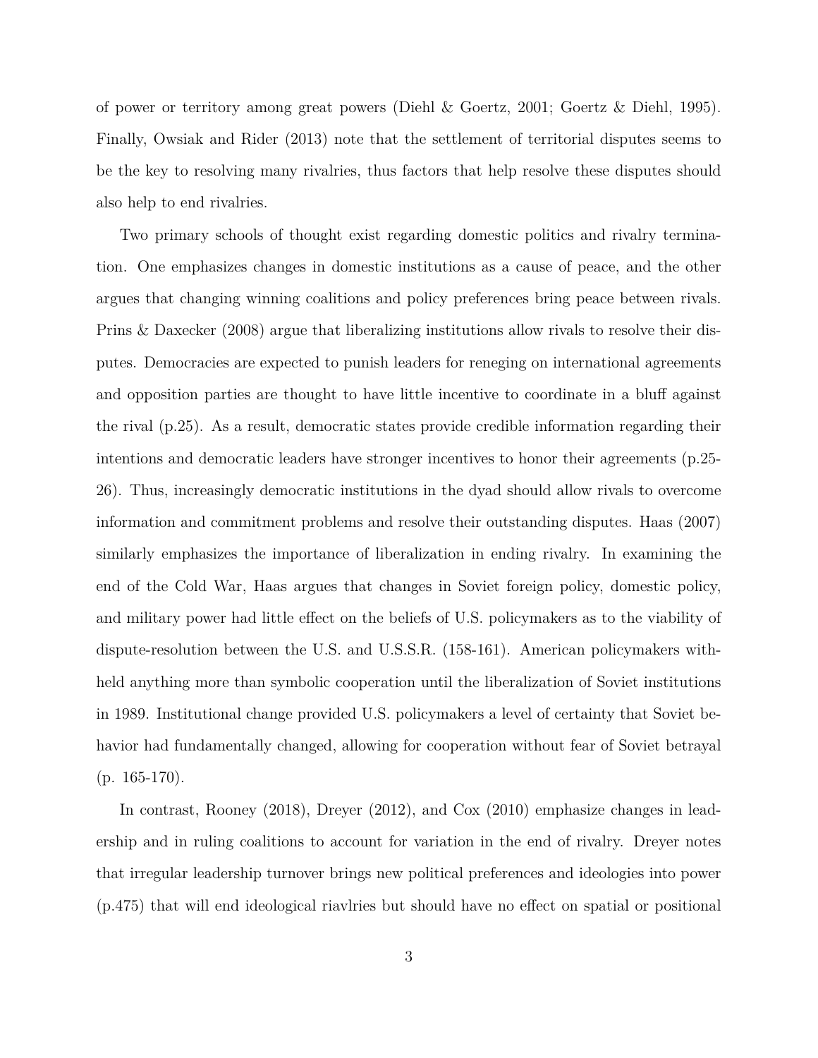of power or territory among great powers (Diehl & Goertz, 2001; Goertz & Diehl, 1995). Finally, Owsiak and Rider (2013) note that the settlement of territorial disputes seems to be the key to resolving many rivalries, thus factors that help resolve these disputes should also help to end rivalries.

Two primary schools of thought exist regarding domestic politics and rivalry termination. One emphasizes changes in domestic institutions as a cause of peace, and the other argues that changing winning coalitions and policy preferences bring peace between rivals. Prins & Daxecker (2008) argue that liberalizing institutions allow rivals to resolve their disputes. Democracies are expected to punish leaders for reneging on international agreements and opposition parties are thought to have little incentive to coordinate in a bluff against the rival (p.25). As a result, democratic states provide credible information regarding their intentions and democratic leaders have stronger incentives to honor their agreements (p.25-26). Thus, increasingly democratic institutions in the dyad should allow rivals to overcome information and commitment problems and resolve their outstanding disputes. Haas (2007) similarly emphasizes the importance of liberalization in ending rivalry. In examining the end of the Cold War, Haas argues that changes in Soviet foreign policy, domestic policy, and military power had little effect on the beliefs of U.S. policymakers as to the viability of dispute-resolution between the U.S. and U.S.S.R. (158-161). American policymakers withheld anything more than symbolic cooperation until the liberalization of Soviet institutions in 1989. Institutional change provided U.S. policymakers a level of certainty that Soviet behavior had fundamentally changed, allowing for cooperation without fear of Soviet betrayal (p. 165-170).

In contrast, Rooney (2018), Dreyer (2012), and Cox (2010) emphasize changes in leadership and in ruling coalitions to account for variation in the end of rivalry. Dreyer notes that irregular leadership turnover brings new political preferences and ideologies into power (p.475) that will end ideological riavlries but should have no effect on spatial or positional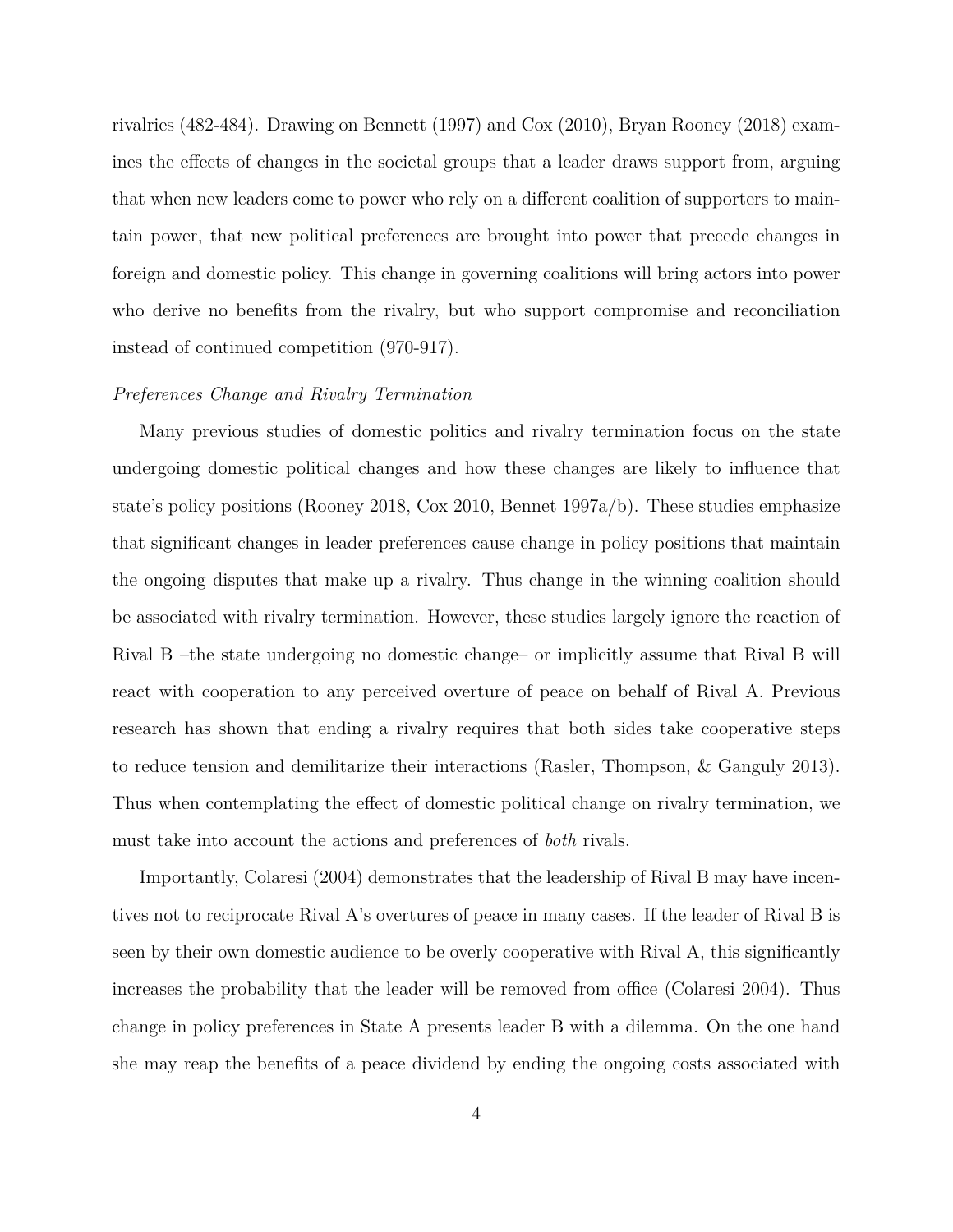rivalries (482-484). Drawing on Bennett (1997) and Cox (2010), Bryan Rooney (2018) examines the effects of changes in the societal groups that a leader draws support from, arguing that when new leaders come to power who rely on a different coalition of supporters to maintain power, that new political preferences are brought into power that precede changes in foreign and domestic policy. This change in governing coalitions will bring actors into power who derive no benefits from the rivalry, but who support compromise and reconciliation instead of continued competition (970-917).

*Preferences Change and Rivalry Termination*

Many previous studies of domestic politics and rivalry termination focus on the state undergoing domestic political changes and how these changes are likely to influence that state's policy positions (Rooney 2018, Cox 2010, Bennet 1997a/b). These studies emphasize that significant changes in leader preferences cause change in policy positions that maintain the ongoing disputes that make up a rivalry. Thus change in the winning coalition should be associated with rivalry termination. However, these studies largely ignore the reaction of Rival B –the state undergoing no domestic change– or implicitly assume that Rival B will react with cooperation to any perceived overture of peace on behalf of Rival A. Previous research has shown that ending a rivalry requires that both sides take cooperative steps to reduce tension and demilitarize their interactions (Rasler, Thompson, & Ganguly 2013). Thus when contemplating the effect of domestic political change on rivalry termination, we must take into account the actions and preferences of *both* rivals.

Importantly, Colaresi (2004) demonstrates that the leadership of Rival B may have incentives not to reciprocate Rival A's overtures of peace in many cases. If the leader of Rival B is seen by their own domestic audience to be overly cooperative with Rival A, this significantly increases the probability that the leader will be removed from office (Colaresi 2004). Thus change in policy preferences in State A presents leader B with a dilemma. On the one hand she may reap the benefits of a peace dividend by ending the ongoing costs associated with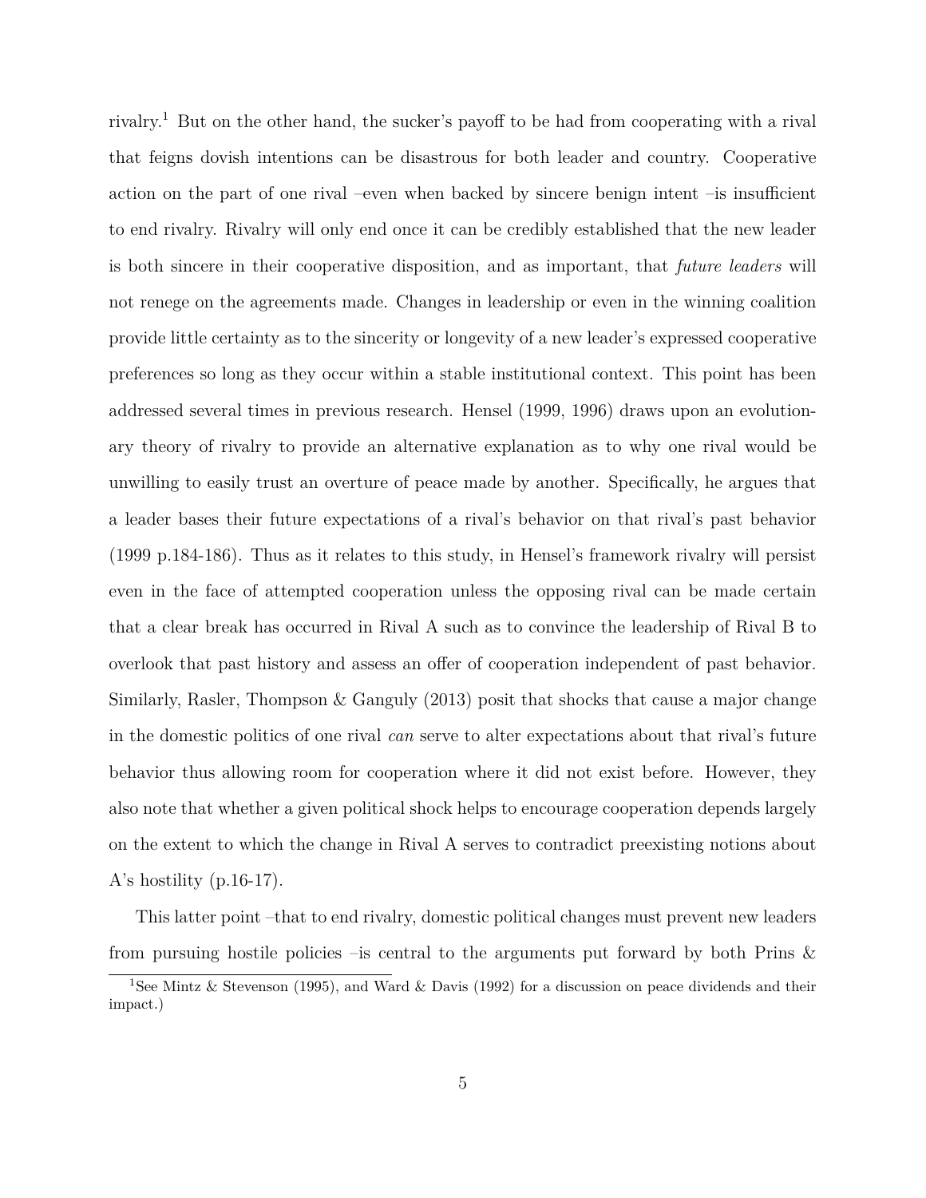rivalry.[1] But on the other hand, the sucker's payoff to be had from cooperating with a rival that feigns dovish intentions can be disastrous for both leader and country. Cooperative action on the part of one rival –even when backed by sincere benign intent –is insufficient to end rivalry. Rivalry will only end once it can be credibly established that the new leader is both sincere in their cooperative disposition, and as important, that *future leaders* will not renege on the agreements made. Changes in leadership or even in the winning coalition provide little certainty as to the sincerity or longevity of a new leader's expressed cooperative preferences so long as they occur within a stable institutional context. This point has been addressed several times in previous research. Hensel (1999, 1996) draws upon an evolutionary theory of rivalry to provide an alternative explanation as to why one rival would be unwilling to easily trust an overture of peace made by another. Specifically, he argues that a leader bases their future expectations of a rival's behavior on that rival's past behavior (1999 p.184-186). Thus as it relates to this study, in Hensel's framework rivalry will persist even in the face of attempted cooperation unless the opposing rival can be made certain that a clear break has occurred in Rival A such as to convince the leadership of Rival B to overlook that past history and assess an offer of cooperation independent of past behavior. Similarly, Rasler, Thompson & Ganguly (2013) posit that shocks that cause a major change in the domestic politics of one rival *can* serve to alter expectations about that rival's future behavior thus allowing room for cooperation where it did not exist before. However, they also note that whether a given political shock helps to encourage cooperation depends largely on the extent to which the change in Rival A serves to contradict preexisting notions about A's hostility (p.16-17).

This latter point –that to end rivalry, domestic political changes must prevent new leaders from pursuing hostile policies –is central to the arguments put forward by both Prins &

[1] See Mintz & Stevenson (1995), and Ward & Davis (1992) for a discussion on peace dividends and their impact.)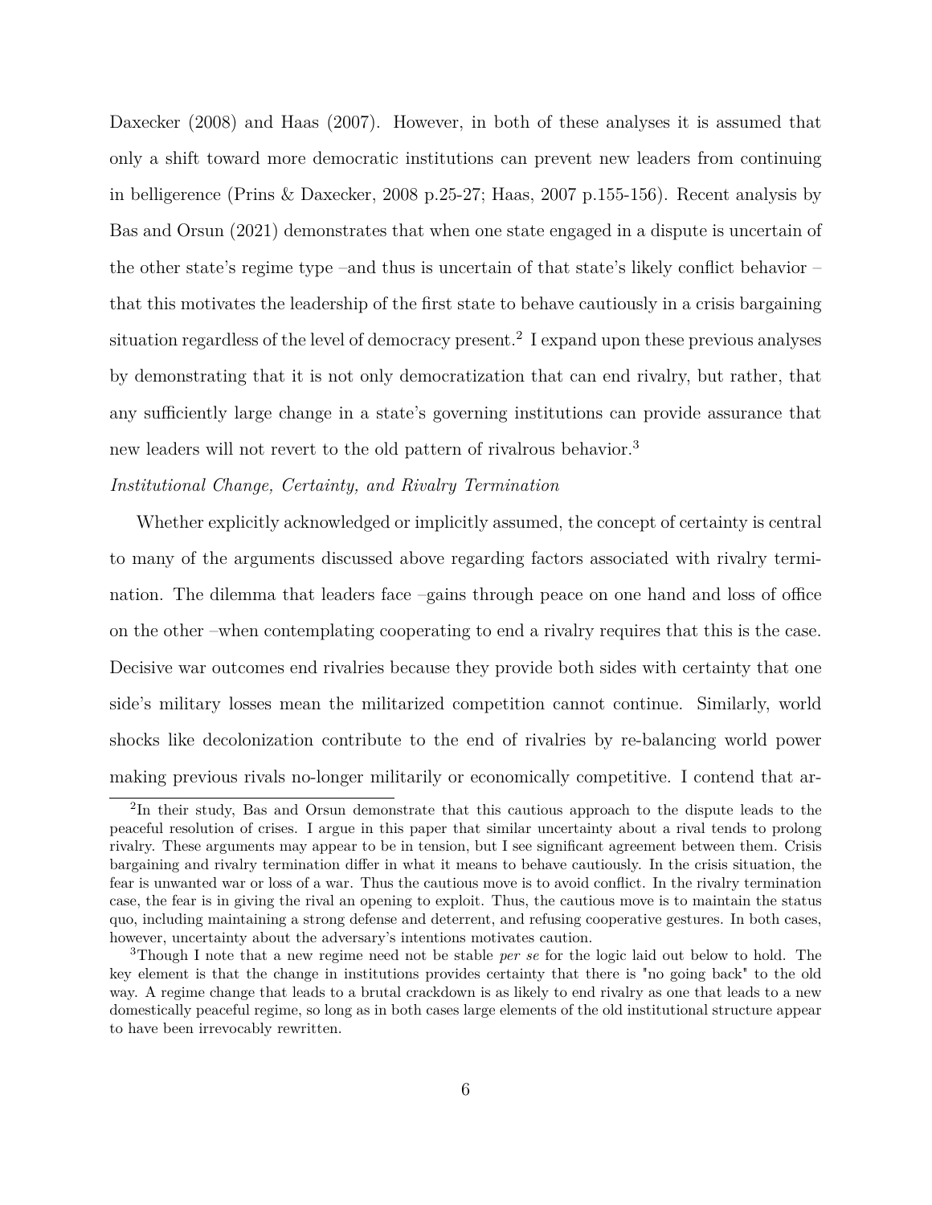Daxecker (2008) and Haas (2007). However, in both of these analyses it is assumed that only a shift toward more democratic institutions can prevent new leaders from continuing in belligerence (Prins & Daxecker, 2008 p.25-27; Haas, 2007 p.155-156). Recent analysis by Bas and Orsun (2021) demonstrates that when one state engaged in a dispute is uncertain of the other state's regime type –and thus is uncertain of that state's likely conflict behavior – that this motivates the leadership of the first state to behave cautiously in a crisis bargaining situation regardless of the level of democracy present.[2] I expand upon these previous analyses by demonstrating that it is not only democratization that can end rivalry, but rather, that any sufficiently large change in a state's governing institutions can provide assurance that new leaders will not revert to the old pattern of rivalrous behavior.[3]

*Institutional Change, Certainty, and Rivalry Termination*

Whether explicitly acknowledged or implicitly assumed, the concept of certainty is central to many of the arguments discussed above regarding factors associated with rivalry termination. The dilemma that leaders face –gains through peace on one hand and loss of office on the other –when contemplating cooperating to end a rivalry requires that this is the case. Decisive war outcomes end rivalries because they provide both sides with certainty that one side's military losses mean the militarized competition cannot continue. Similarly, world shocks like decolonization contribute to the end of rivalries by re-balancing world power making previous rivals no-longer militarily or economically competitive. I contend that ar-

[2] In their study, Bas and Orsun demonstrate that this cautious approach to the dispute leads to the peaceful resolution of crises. I argue in this paper that similar uncertainty about a rival tends to prolong rivalry. These arguments may appear to be in tension, but I see significant agreement between them. Crisis bargaining and rivalry termination differ in what it means to behave cautiously. In the crisis situation, the fear is unwanted war or loss of a war. Thus the cautious move is to avoid conflict. In the rivalry termination case, the fear is in giving the rival an opening to exploit. Thus, the cautious move is to maintain the status quo, including maintaining a strong defense and deterrent, and refusing cooperative gestures. In both cases, however, uncertainty about the adversary's intentions motivates caution.

[3] Though I note that a new regime need not be stable *per se* for the logic laid out below to hold. The key element is that the change in institutions provides certainty that there is "no going back" to the old way. A regime change that leads to a brutal crackdown is as likely to end rivalry as one that leads to a new domestically peaceful regime, so long as in both cases large elements of the old institutional structure appear to have been irrevocably rewritten.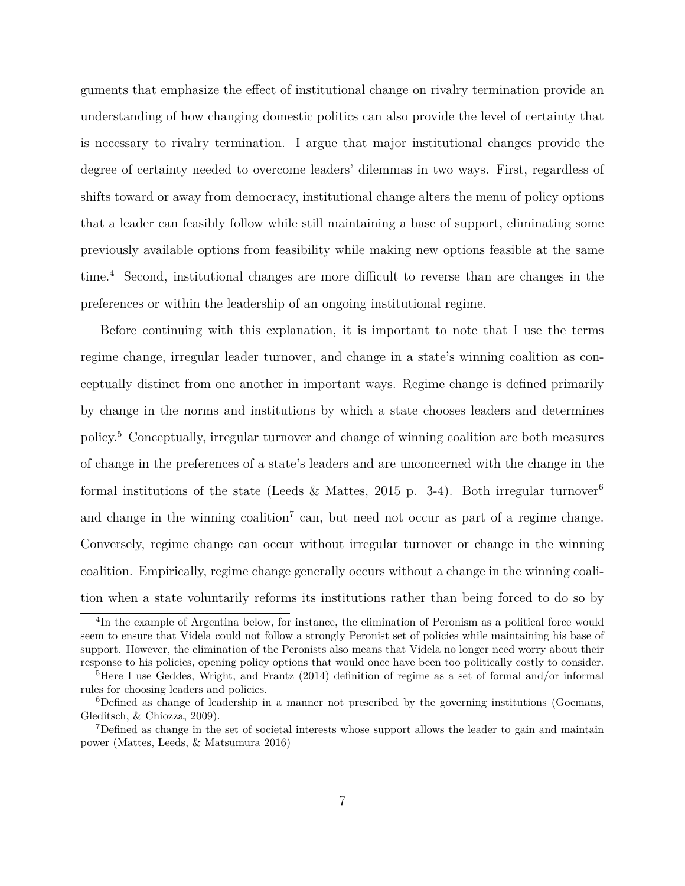guments that emphasize the effect of institutional change on rivalry termination provide an understanding of how changing domestic politics can also provide the level of certainty that is necessary to rivalry termination. I argue that major institutional changes provide the degree of certainty needed to overcome leaders' dilemmas in two ways. First, regardless of shifts toward or away from democracy, institutional change alters the menu of policy options that a leader can feasibly follow while still maintaining a base of support, eliminating some previously available options from feasibility while making new options feasible at the same time.[4] Second, institutional changes are more difficult to reverse than are changes in the preferences or within the leadership of an ongoing institutional regime.

Before continuing with this explanation, it is important to note that I use the terms regime change, irregular leader turnover, and change in a state's winning coalition as conceptually distinct from one another in important ways. Regime change is defined primarily by change in the norms and institutions by which a state chooses leaders and determines policy.[5] Conceptually, irregular turnover and change of winning coalition are both measures of change in the preferences of a state's leaders and are unconcerned with the change in the formal institutions of the state (Leeds & Mattes, 2015 p. 3-4). Both irregular turnover[6] and change in the winning coalition[7] can, but need not occur as part of a regime change. Conversely, regime change can occur without irregular turnover or change in the winning coalition. Empirically, regime change generally occurs without a change in the winning coalition when a state voluntarily reforms its institutions rather than being forced to do so by

[4] In the example of Argentina below, for instance, the elimination of Peronism as a political force would seem to ensure that Videla could not follow a strongly Peronist set of policies while maintaining his base of support. However, the elimination of the Peronists also means that Videla no longer need worry about their response to his policies, opening policy options that would once have been too politically costly to consider.

[5] Here I use Geddes, Wright, and Frantz (2014) definition of regime as a set of formal and/or informal rules for choosing leaders and policies.

[6] Defined as change of leadership in a manner not prescribed by the governing institutions (Goemans, Gleditsch, & Chiozza, 2009).

[7] Defined as change in the set of societal interests whose support allows the leader to gain and maintain power (Mattes, Leeds, & Matsumura 2016)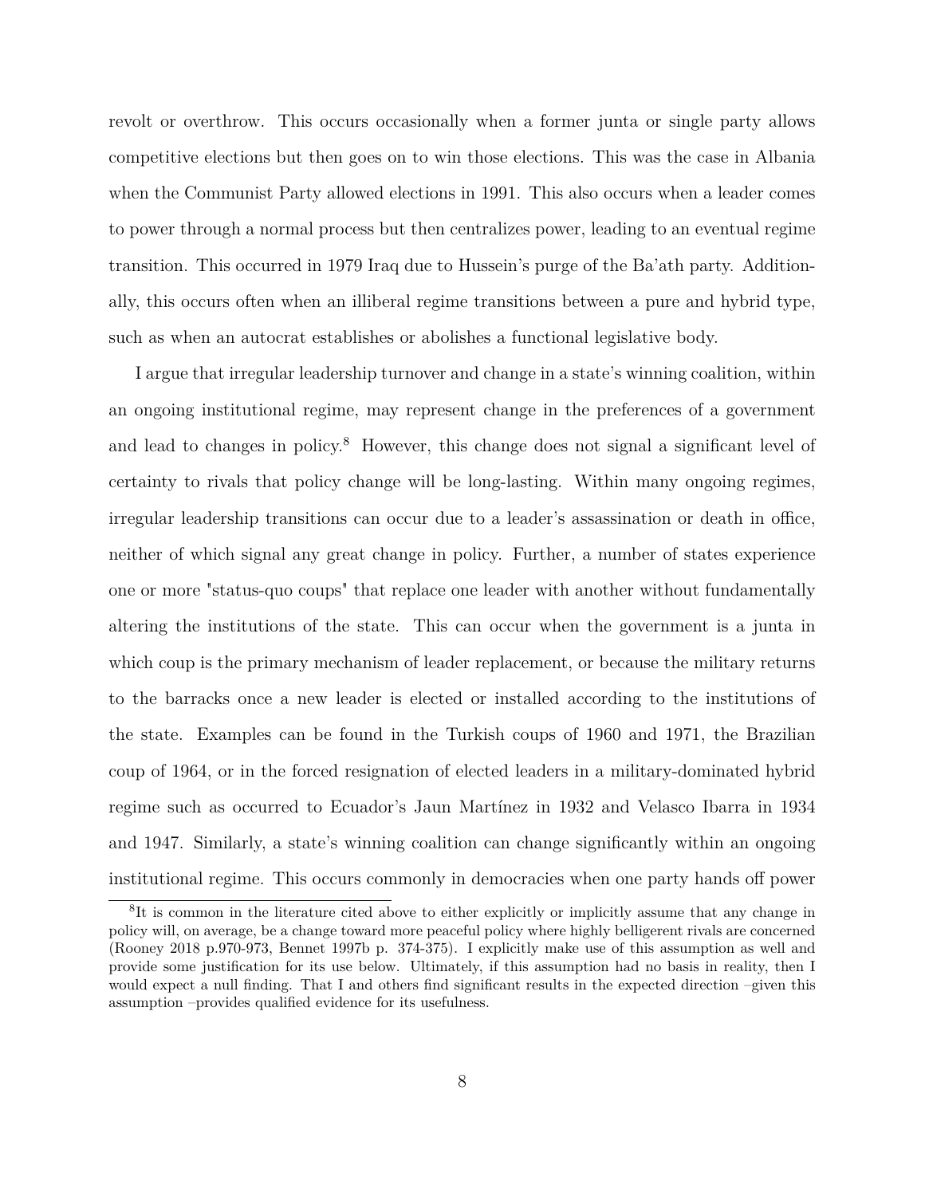revolt or overthrow. This occurs occasionally when a former junta or single party allows competitive elections but then goes on to win those elections. This was the case in Albania when the Communist Party allowed elections in 1991. This also occurs when a leader comes to power through a normal process but then centralizes power, leading to an eventual regime transition. This occurred in 1979 Iraq due to Hussein's purge of the Ba'ath party. Additionally, this occurs often when an illiberal regime transitions between a pure and hybrid type, such as when an autocrat establishes or abolishes a functional legislative body.

I argue that irregular leadership turnover and change in a state's winning coalition, within an ongoing institutional regime, may represent change in the preferences of a government and lead to changes in policy.[8] However, this change does not signal a significant level of certainty to rivals that policy change will be long-lasting. Within many ongoing regimes, irregular leadership transitions can occur due to a leader's assassination or death in office, neither of which signal any great change in policy. Further, a number of states experience one or more "status-quo coups" that replace one leader with another without fundamentally altering the institutions of the state. This can occur when the government is a junta in which coup is the primary mechanism of leader replacement, or because the military returns to the barracks once a new leader is elected or installed according to the institutions of the state. Examples can be found in the Turkish coups of 1960 and 1971, the Brazilian coup of 1964, or in the forced resignation of elected leaders in a military-dominated hybrid regime such as occurred to Ecuador's Jaun Martínez in 1932 and Velasco Ibarra in 1934 and 1947. Similarly, a state's winning coalition can change significantly within an ongoing institutional regime. This occurs commonly in democracies when one party hands off power

[8] It is common in the literature cited above to either explicitly or implicitly assume that any change in policy will, on average, be a change toward more peaceful policy where highly belligerent rivals are concerned (Rooney 2018 p.970-973, Bennet 1997b p. 374-375). I explicitly make use of this assumption as well and provide some justification for its use below. Ultimately, if this assumption had no basis in reality, then I would expect a null finding. That I and others find significant results in the expected direction –given this assumption –provides qualified evidence for its usefulness.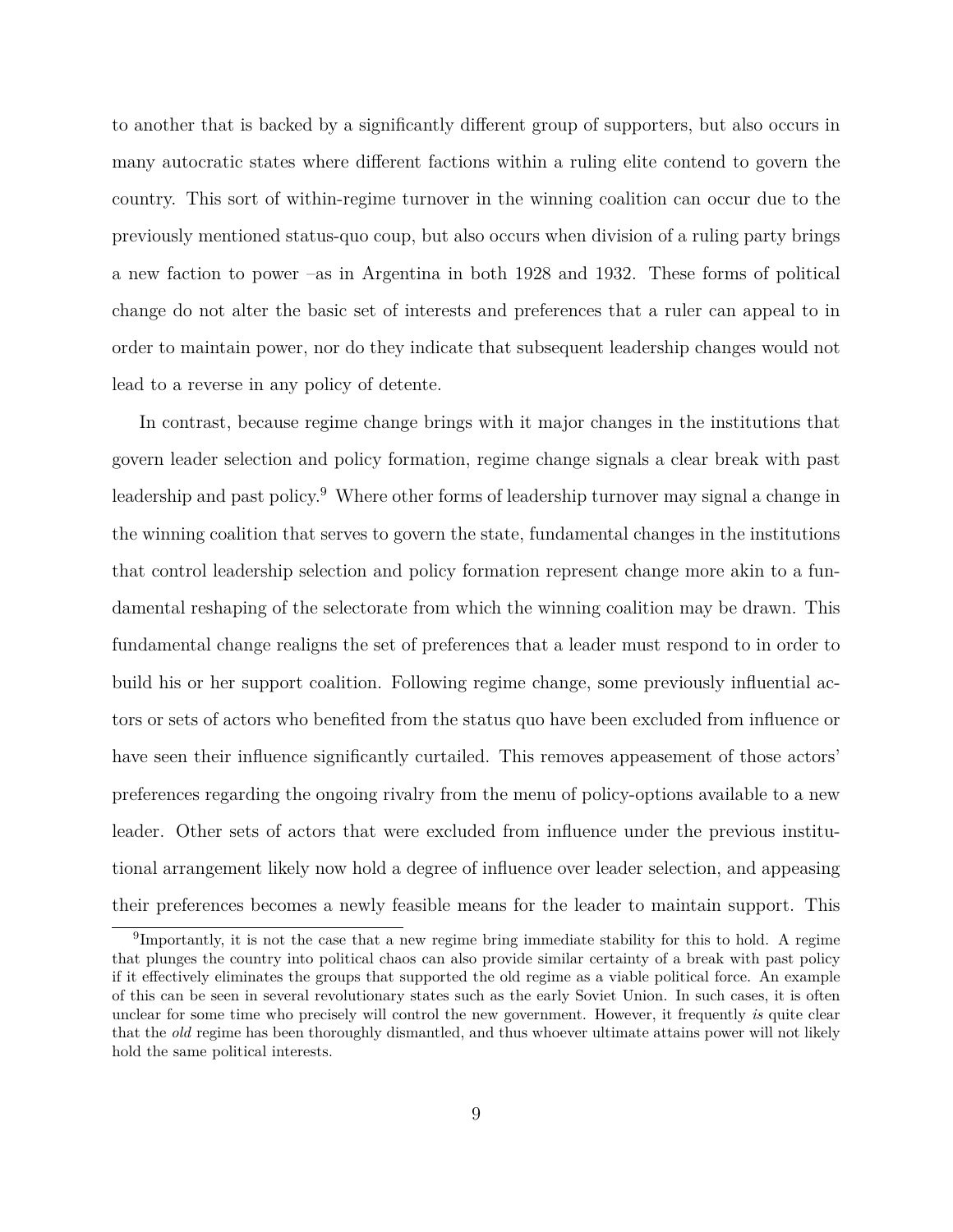to another that is backed by a significantly different group of supporters, but also occurs in many autocratic states where different factions within a ruling elite contend to govern the country. This sort of within-regime turnover in the winning coalition can occur due to the previously mentioned status-quo coup, but also occurs when division of a ruling party brings a new faction to power –as in Argentina in both 1928 and 1932. These forms of political change do not alter the basic set of interests and preferences that a ruler can appeal to in order to maintain power, nor do they indicate that subsequent leadership changes would not lead to a reverse in any policy of detente.

In contrast, because regime change brings with it major changes in the institutions that govern leader selection and policy formation, regime change signals a clear break with past leadership and past policy.[9] Where other forms of leadership turnover may signal a change in the winning coalition that serves to govern the state, fundamental changes in the institutions that control leadership selection and policy formation represent change more akin to a fundamental reshaping of the selectorate from which the winning coalition may be drawn. This fundamental change realigns the set of preferences that a leader must respond to in order to build his or her support coalition. Following regime change, some previously influential actors or sets of actors who benefited from the status quo have been excluded from influence or have seen their influence significantly curtailed. This removes appeasement of those actors' preferences regarding the ongoing rivalry from the menu of policy-options available to a new leader. Other sets of actors that were excluded from influence under the previous institutional arrangement likely now hold a degree of influence over leader selection, and appeasing their preferences becomes a newly feasible means for the leader to maintain support. This

[9] Importantly, it is not the case that a new regime bring immediate stability for this to hold. A regime that plunges the country into political chaos can also provide similar certainty of a break with past policy if it effectively eliminates the groups that supported the old regime as a viable political force. An example of this can be seen in several revolutionary states such as the early Soviet Union. In such cases, it is often unclear for some time who precisely will control the new government. However, it frequently *is* quite clear that the *old* regime has been thoroughly dismantled, and thus whoever ultimate attains power will not likely hold the same political interests.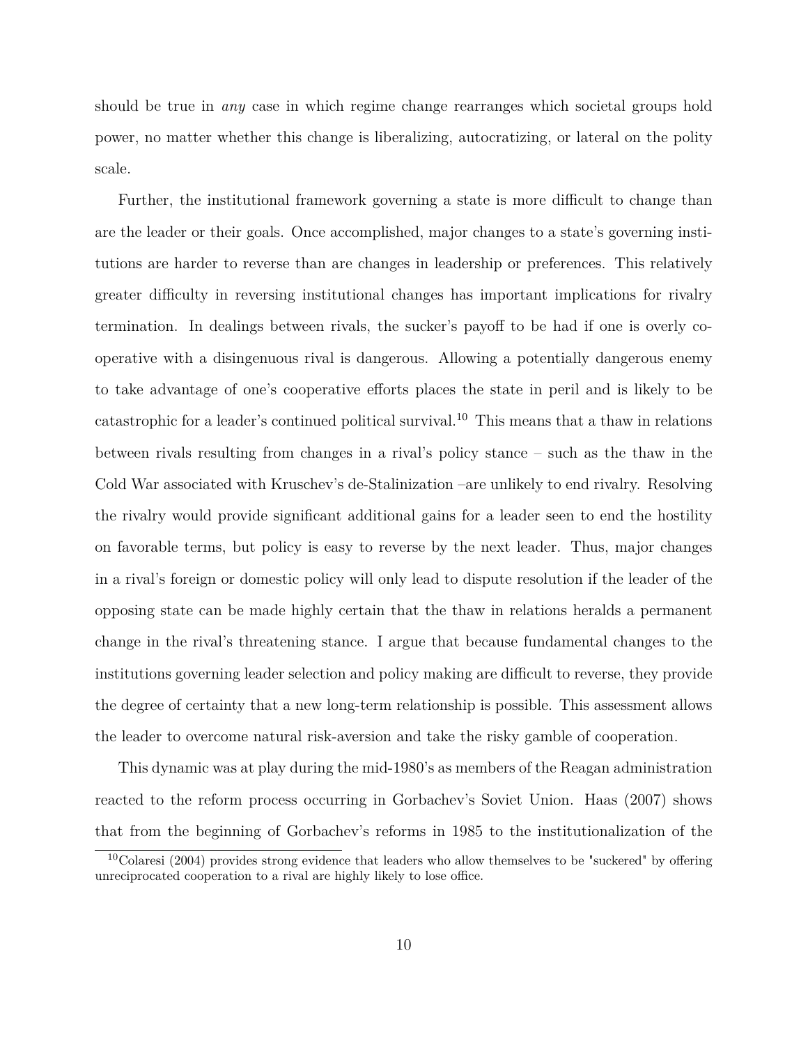should be true in *any* case in which regime change rearranges which societal groups hold power, no matter whether this change is liberalizing, autocratizing, or lateral on the polity scale.

Further, the institutional framework governing a state is more difficult to change than are the leader or their goals. Once accomplished, major changes to a state's governing institutions are harder to reverse than are changes in leadership or preferences. This relatively greater difficulty in reversing institutional changes has important implications for rivalry termination. In dealings between rivals, the sucker's payoff to be had if one is overly cooperative with a disingenuous rival is dangerous. Allowing a potentially dangerous enemy to take advantage of one's cooperative efforts places the state in peril and is likely to be catastrophic for a leader's continued political survival.[10] This means that a thaw in relations between rivals resulting from changes in a rival's policy stance – such as the thaw in the Cold War associated with Kruschev's de-Stalinization –are unlikely to end rivalry. Resolving the rivalry would provide significant additional gains for a leader seen to end the hostility on favorable terms, but policy is easy to reverse by the next leader. Thus, major changes in a rival's foreign or domestic policy will only lead to dispute resolution if the leader of the opposing state can be made highly certain that the thaw in relations heralds a permanent change in the rival's threatening stance. I argue that because fundamental changes to the institutions governing leader selection and policy making are difficult to reverse, they provide the degree of certainty that a new long-term relationship is possible. This assessment allows the leader to overcome natural risk-aversion and take the risky gamble of cooperation.

This dynamic was at play during the mid-1980's as members of the Reagan administration reacted to the reform process occurring in Gorbachev's Soviet Union. Haas (2007) shows that from the beginning of Gorbachev's reforms in 1985 to the institutionalization of the

[10] Colaresi (2004) provides strong evidence that leaders who allow themselves to be "suckered" by offering unreciprocated cooperation to a rival are highly likely to lose office.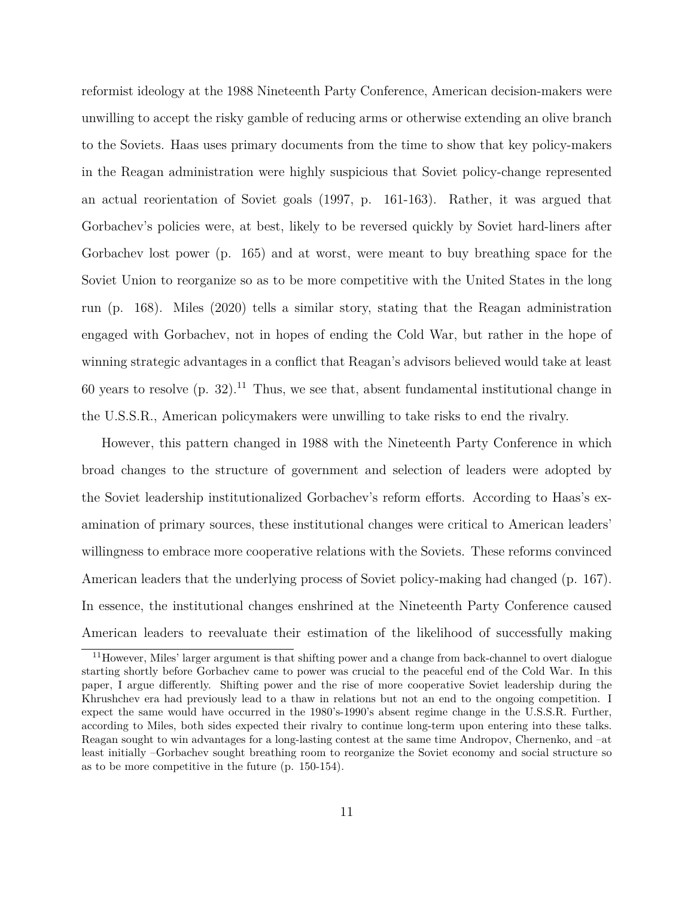reformist ideology at the 1988 Nineteenth Party Conference, American decision-makers were unwilling to accept the risky gamble of reducing arms or otherwise extending an olive branch to the Soviets. Haas uses primary documents from the time to show that key policy-makers in the Reagan administration were highly suspicious that Soviet policy-change represented an actual reorientation of Soviet goals (1997, p. 161-163). Rather, it was argued that Gorbachev's policies were, at best, likely to be reversed quickly by Soviet hard-liners after Gorbachev lost power (p. 165) and at worst, were meant to buy breathing space for the Soviet Union to reorganize so as to be more competitive with the United States in the long run (p. 168). Miles (2020) tells a similar story, stating that the Reagan administration engaged with Gorbachev, not in hopes of ending the Cold War, but rather in the hope of winning strategic advantages in a conflict that Reagan's advisors believed would take at least 60 years to resolve (p. 32).[11] Thus, we see that, absent fundamental institutional change in the U.S.S.R., American policymakers were unwilling to take risks to end the rivalry.

However, this pattern changed in 1988 with the Nineteenth Party Conference in which broad changes to the structure of government and selection of leaders were adopted by the Soviet leadership institutionalized Gorbachev's reform efforts. According to Haas's examination of primary sources, these institutional changes were critical to American leaders' willingness to embrace more cooperative relations with the Soviets. These reforms convinced American leaders that the underlying process of Soviet policy-making had changed (p. 167). In essence, the institutional changes enshrined at the Nineteenth Party Conference caused American leaders to reevaluate their estimation of the likelihood of successfully making

[11] However, Miles' larger argument is that shifting power and a change from back-channel to overt dialogue starting shortly before Gorbachev came to power was crucial to the peaceful end of the Cold War. In this paper, I argue differently. Shifting power and the rise of more cooperative Soviet leadership during the Khrushchev era had previously lead to a thaw in relations but not an end to the ongoing competition. I expect the same would have occurred in the 1980's-1990's absent regime change in the U.S.S.R. Further, according to Miles, both sides expected their rivalry to continue long-term upon entering into these talks. Reagan sought to win advantages for a long-lasting contest at the same time Andropov, Chernenko, and –at least initially –Gorbachev sought breathing room to reorganize the Soviet economy and social structure so as to be more competitive in the future (p. 150-154).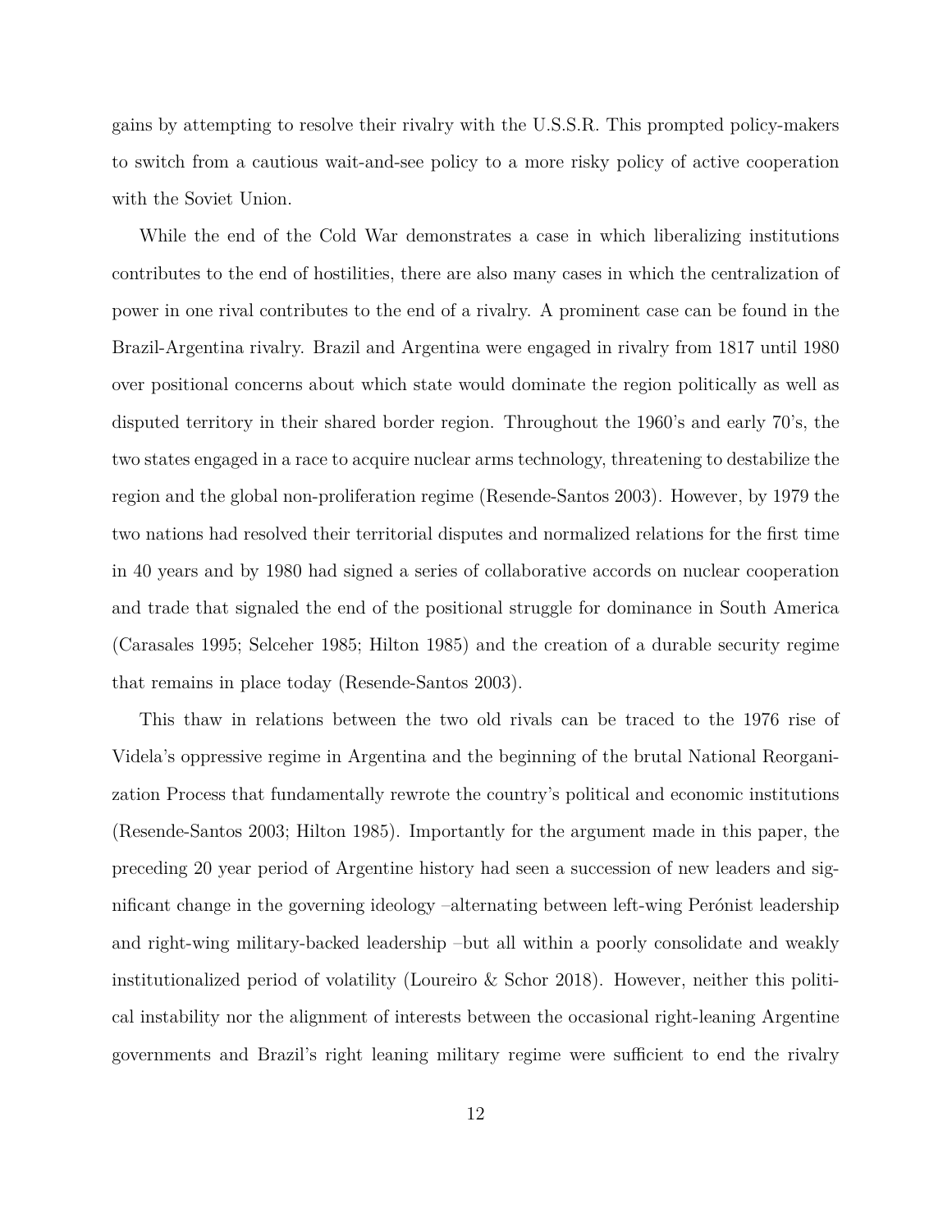gains by attempting to resolve their rivalry with the U.S.S.R. This prompted policy-makers to switch from a cautious wait-and-see policy to a more risky policy of active cooperation with the Soviet Union.

While the end of the Cold War demonstrates a case in which liberalizing institutions contributes to the end of hostilities, there are also many cases in which the centralization of power in one rival contributes to the end of a rivalry. A prominent case can be found in the Brazil-Argentina rivalry. Brazil and Argentina were engaged in rivalry from 1817 until 1980 over positional concerns about which state would dominate the region politically as well as disputed territory in their shared border region. Throughout the 1960's and early 70's, the two states engaged in a race to acquire nuclear arms technology, threatening to destabilize the region and the global non-proliferation regime (Resende-Santos 2003). However, by 1979 the two nations had resolved their territorial disputes and normalized relations for the first time in 40 years and by 1980 had signed a series of collaborative accords on nuclear cooperation and trade that signaled the end of the positional struggle for dominance in South America (Carasales 1995; Selceher 1985; Hilton 1985) and the creation of a durable security regime that remains in place today (Resende-Santos 2003).

This thaw in relations between the two old rivals can be traced to the 1976 rise of Videla's oppressive regime in Argentina and the beginning of the brutal National Reorganization Process that fundamentally rewrote the country's political and economic institutions (Resende-Santos 2003; Hilton 1985). Importantly for the argument made in this paper, the preceding 20 year period of Argentine history had seen a succession of new leaders and significant change in the governing ideology –alternating between left-wing Perónist leadership and right-wing military-backed leadership –but all within a poorly consolidate and weakly institutionalized period of volatility (Loureiro & Schor 2018). However, neither this political instability nor the alignment of interests between the occasional right-leaning Argentine governments and Brazil's right leaning military regime were sufficient to end the rivalry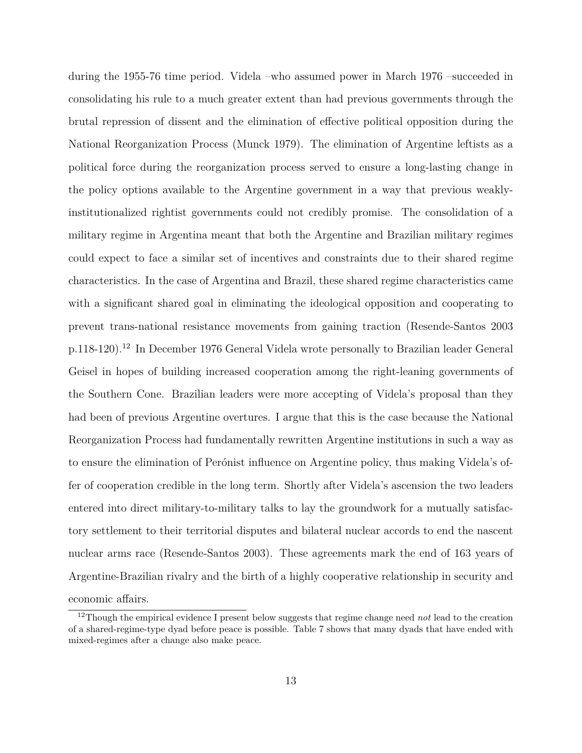during the 1955-76 time period. Videla –who assumed power in March 1976 –succeeded in consolidating his rule to a much greater extent than had previous governments through the brutal repression of dissent and the elimination of effective political opposition during the National Reorganization Process (Munck 1979). The elimination of Argentine leftists as a political force during the reorganization process served to ensure a long-lasting change in the policy options available to the Argentine government in a way that previous weakly-institutionalized rightist governments could not credibly promise. The consolidation of a military regime in Argentina meant that both the Argentine and Brazilian military regimes could expect to face a similar set of incentives and constraints due to their shared regime characteristics. In the case of Argentina and Brazil, these shared regime characteristics came with a significant shared goal in eliminating the ideological opposition and cooperating to prevent trans-national resistance movements from gaining traction (Resende-Santos 2003 p.118-120).[12] In December 1976 General Videla wrote personally to Brazilian leader General Geisel in hopes of building increased cooperation among the right-leaning governments of the Southern Cone. Brazilian leaders were more accepting of Videla's proposal than they had been of previous Argentine overtures. I argue that this is the case because the National Reorganization Process had fundamentally rewritten Argentine institutions in such a way as to ensure the elimination of Perónist influence on Argentine policy, thus making Videla's offer of cooperation credible in the long term. Shortly after Videla's ascension the two leaders entered into direct military-to-military talks to lay the groundwork for a mutually satisfactory settlement to their territorial disputes and bilateral nuclear accords to end the nascent nuclear arms race (Resende-Santos 2003). These agreements mark the end of 163 years of Argentine-Brazilian rivalry and the birth of a highly cooperative relationship in security and economic affairs.

[12] Though the empirical evidence I present below suggests that regime change need *not* lead to the creation of a shared-regime-type dyad before peace is possible. Table 7 shows that many dyads that have ended with mixed-regimes after a change also make peace.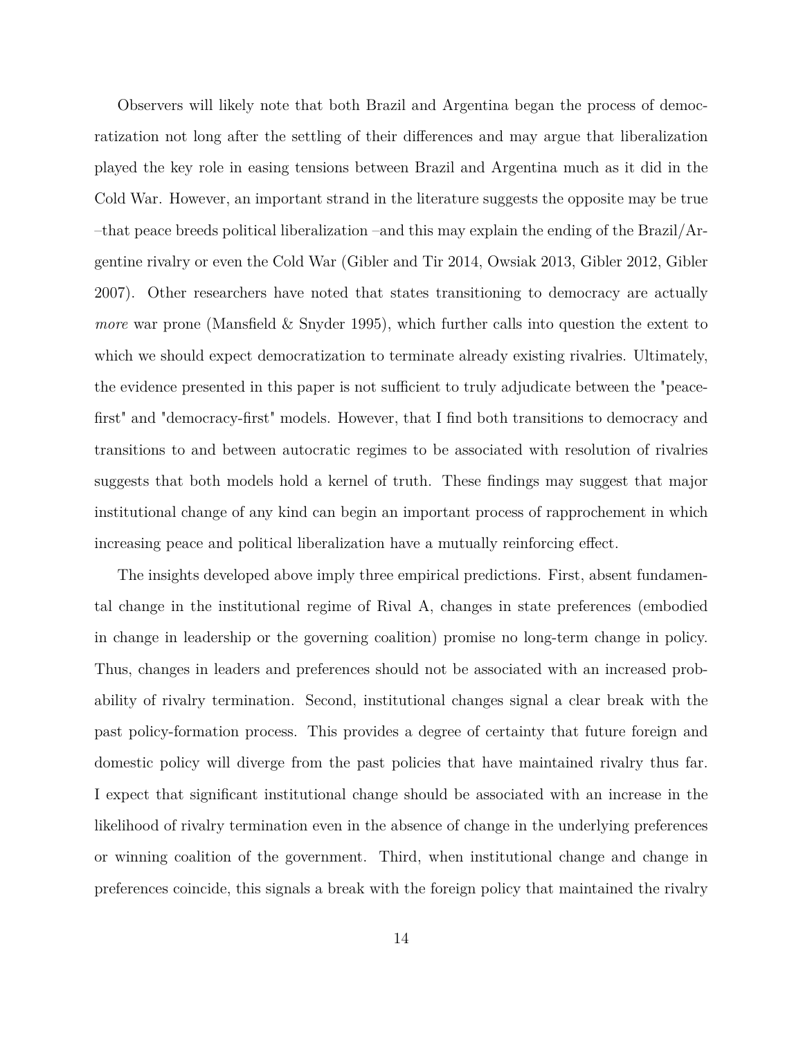Observers will likely note that both Brazil and Argentina began the process of democratization not long after the settling of their differences and may argue that liberalization played the key role in easing tensions between Brazil and Argentina much as it did in the Cold War. However, an important strand in the literature suggests the opposite may be true –that peace breeds political liberalization –and this may explain the ending of the Brazil/Argentine rivalry or even the Cold War (Gibler and Tir 2014, Owsiak 2013, Gibler 2012, Gibler 2007). Other researchers have noted that states transitioning to democracy are actually *more* war prone (Mansfield & Snyder 1995), which further calls into question the extent to which we should expect democratization to terminate already existing rivalries. Ultimately, the evidence presented in this paper is not sufficient to truly adjudicate between the "peace-first" and "democracy-first" models. However, that I find both transitions to democracy and transitions to and between autocratic regimes to be associated with resolution of rivalries suggests that both models hold a kernel of truth. These findings may suggest that major institutional change of any kind can begin an important process of rapprochement in which increasing peace and political liberalization have a mutually reinforcing effect.

The insights developed above imply three empirical predictions. First, absent fundamental change in the institutional regime of Rival A, changes in state preferences (embodied in change in leadership or the governing coalition) promise no long-term change in policy. Thus, changes in leaders and preferences should not be associated with an increased probability of rivalry termination. Second, institutional changes signal a clear break with the past policy-formation process. This provides a degree of certainty that future foreign and domestic policy will diverge from the past policies that have maintained rivalry thus far. I expect that significant institutional change should be associated with an increase in the likelihood of rivalry termination even in the absence of change in the underlying preferences or winning coalition of the government. Third, when institutional change and change in preferences coincide, this signals a break with the foreign policy that maintained the rivalry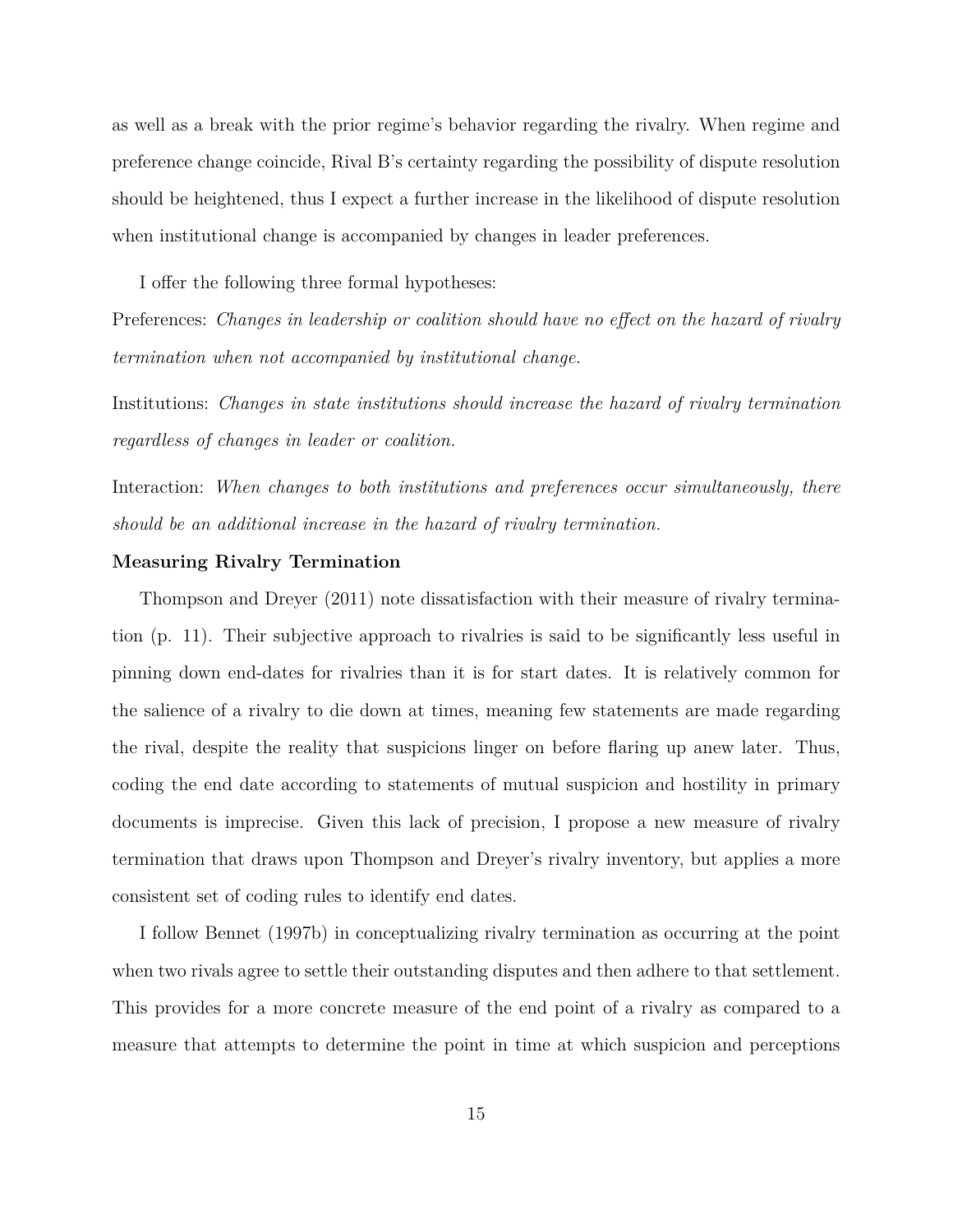as well as a break with the prior regime's behavior regarding the rivalry. When regime and preference change coincide, Rival B's certainty regarding the possibility of dispute resolution should be heightened, thus I expect a further increase in the likelihood of dispute resolution when institutional change is accompanied by changes in leader preferences.

I offer the following three formal hypotheses:

Preferences: *Changes in leadership or coalition should have no effect on the hazard of rivalry termination when not accompanied by institutional change.*

Institutions: *Changes in state institutions should increase the hazard of rivalry termination regardless of changes in leader or coalition.*

Interaction: *When changes to both institutions and preferences occur simultaneously, there should be an additional increase in the hazard of rivalry termination.*

**Measuring Rivalry Termination**

Thompson and Dreyer (2011) note dissatisfaction with their measure of rivalry termination (p. 11). Their subjective approach to rivalries is said to be significantly less useful in pinning down end-dates for rivalries than it is for start dates. It is relatively common for the salience of a rivalry to die down at times, meaning few statements are made regarding the rival, despite the reality that suspicions linger on before flaring up anew later. Thus, coding the end date according to statements of mutual suspicion and hostility in primary documents is imprecise. Given this lack of precision, I propose a new measure of rivalry termination that draws upon Thompson and Dreyer's rivalry inventory, but applies a more consistent set of coding rules to identify end dates.

I follow Bennet (1997b) in conceptualizing rivalry termination as occurring at the point when two rivals agree to settle their outstanding disputes and then adhere to that settlement. This provides for a more concrete measure of the end point of a rivalry as compared to a measure that attempts to determine the point in time at which suspicion and perceptions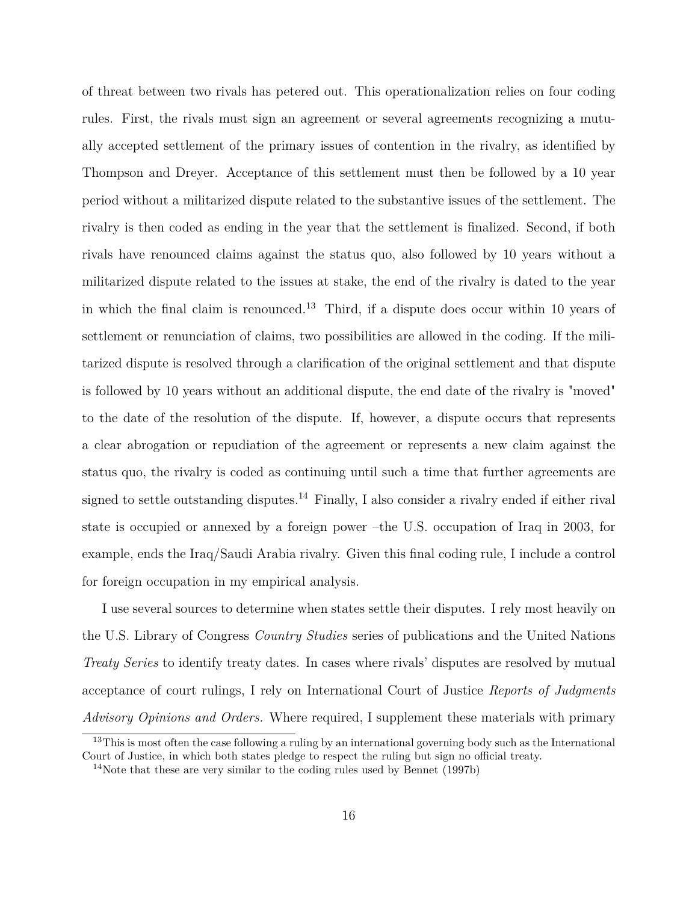of threat between two rivals has petered out. This operationalization relies on four coding rules. First, the rivals must sign an agreement or several agreements recognizing a mutually accepted settlement of the primary issues of contention in the rivalry, as identified by Thompson and Dreyer. Acceptance of this settlement must then be followed by a 10 year period without a militarized dispute related to the substantive issues of the settlement. The rivalry is then coded as ending in the year that the settlement is finalized. Second, if both rivals have renounced claims against the status quo, also followed by 10 years without a militarized dispute related to the issues at stake, the end of the rivalry is dated to the year in which the final claim is renounced.[13] Third, if a dispute does occur within 10 years of settlement or renunciation of claims, two possibilities are allowed in the coding. If the militarized dispute is resolved through a clarification of the original settlement and that dispute is followed by 10 years without an additional dispute, the end date of the rivalry is "moved" to the date of the resolution of the dispute. If, however, a dispute occurs that represents a clear abrogation or repudiation of the agreement or represents a new claim against the status quo, the rivalry is coded as continuing until such a time that further agreements are signed to settle outstanding disputes.[14] Finally, I also consider a rivalry ended if either rival state is occupied or annexed by a foreign power –the U.S. occupation of Iraq in 2003, for example, ends the Iraq/Saudi Arabia rivalry. Given this final coding rule, I include a control for foreign occupation in my empirical analysis.

I use several sources to determine when states settle their disputes. I rely most heavily on the U.S. Library of Congress *Country Studies* series of publications and the United Nations *Treaty Series* to identify treaty dates. In cases where rivals' disputes are resolved by mutual acceptance of court rulings, I rely on International Court of Justice *Reports of Judgments Advisory Opinions and Orders.* Where required, I supplement these materials with primary

[13] This is most often the case following a ruling by an international governing body such as the International Court of Justice, in which both states pledge to respect the ruling but sign no official treaty.

[14] Note that these are very similar to the coding rules used by Bennet (1997b)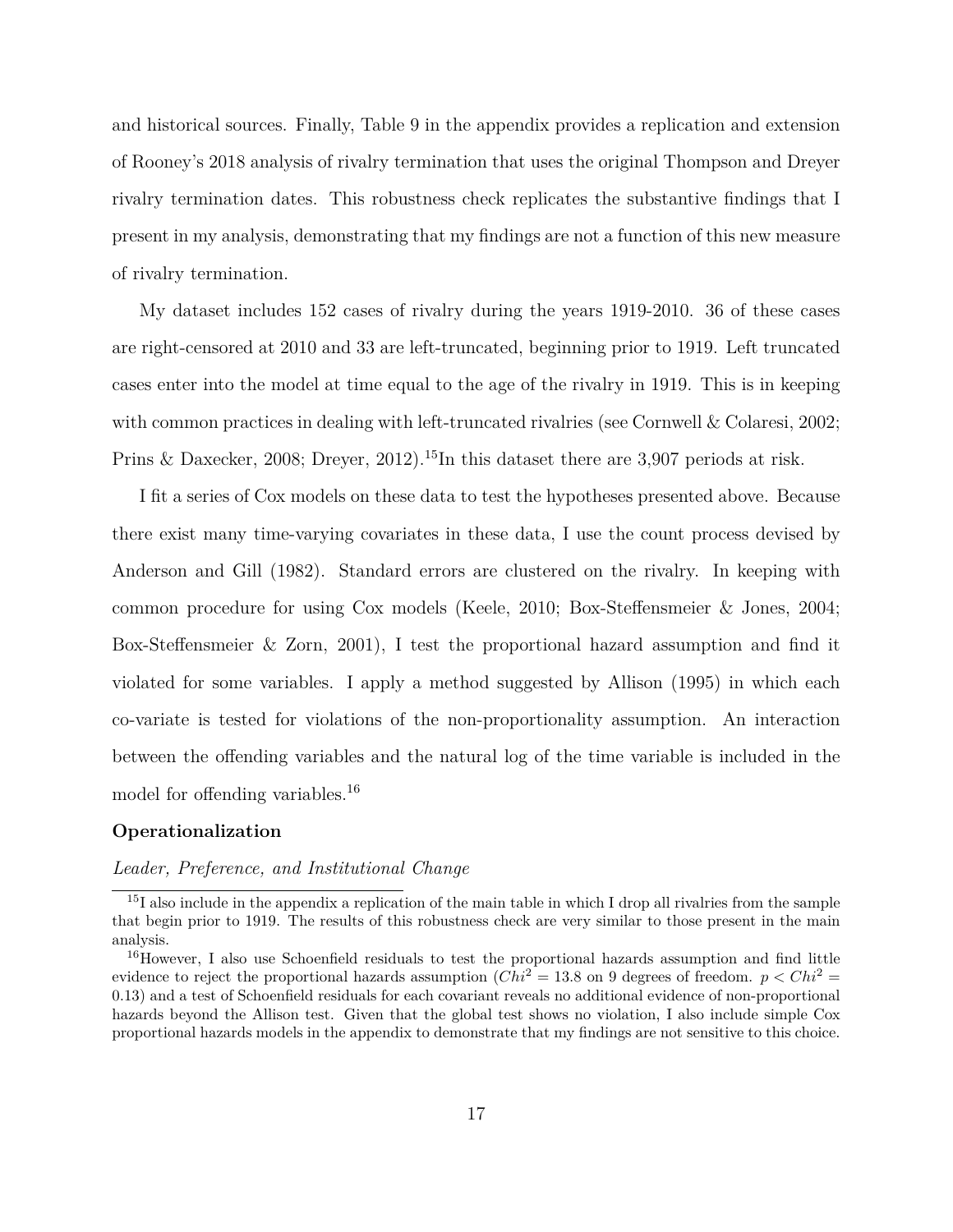and historical sources. Finally, Table 9 in the appendix provides a replication and extension of Rooney's 2018 analysis of rivalry termination that uses the original Thompson and Dreyer rivalry termination dates. This robustness check replicates the substantive findings that I present in my analysis, demonstrating that my findings are not a function of this new measure of rivalry termination.

My dataset includes 152 cases of rivalry during the years 1919-2010. 36 of these cases are right-censored at 2010 and 33 are left-truncated, beginning prior to 1919. Left truncated cases enter into the model at time equal to the age of the rivalry in 1919. This is in keeping with common practices in dealing with left-truncated rivalries (see Cornwell & Colaresi, 2002; Prins & Daxecker, 2008; Dreyer, 2012).[15]In this dataset there are 3,907 periods at risk.

I fit a series of Cox models on these data to test the hypotheses presented above. Because there exist many time-varying covariates in these data, I use the count process devised by Anderson and Gill (1982). Standard errors are clustered on the rivalry. In keeping with common procedure for using Cox models (Keele, 2010; Box-Steffensmeier & Jones, 2004; Box-Steffensmeier & Zorn, 2001), I test the proportional hazard assumption and find it violated for some variables. I apply a method suggested by Allison (1995) in which each co-variate is tested for violations of the non-proportionality assumption. An interaction between the offending variables and the natural log of the time variable is included in the model for offending variables.[16]

**Operationalization**

*Leader, Preference, and Institutional Change*

[15]I also include in the appendix a replication of the main table in which I drop all rivalries from the sample that begin prior to 1919. The results of this robustness check are very similar to those present in the main analysis.

[16]However, I also use Schoenfield residuals to test the proportional hazards assumption and find little evidence to reject the proportional hazards assumption ($Chi^2 = 13.8$ on 9 degrees of freedom. $p < Chi^2 = 0.13$) and a test of Schoenfield residuals for each covariant reveals no additional evidence of non-proportional hazards beyond the Allison test. Given that the global test shows no violation, I also include simple Cox proportional hazards models in the appendix to demonstrate that my findings are not sensitive to this choice.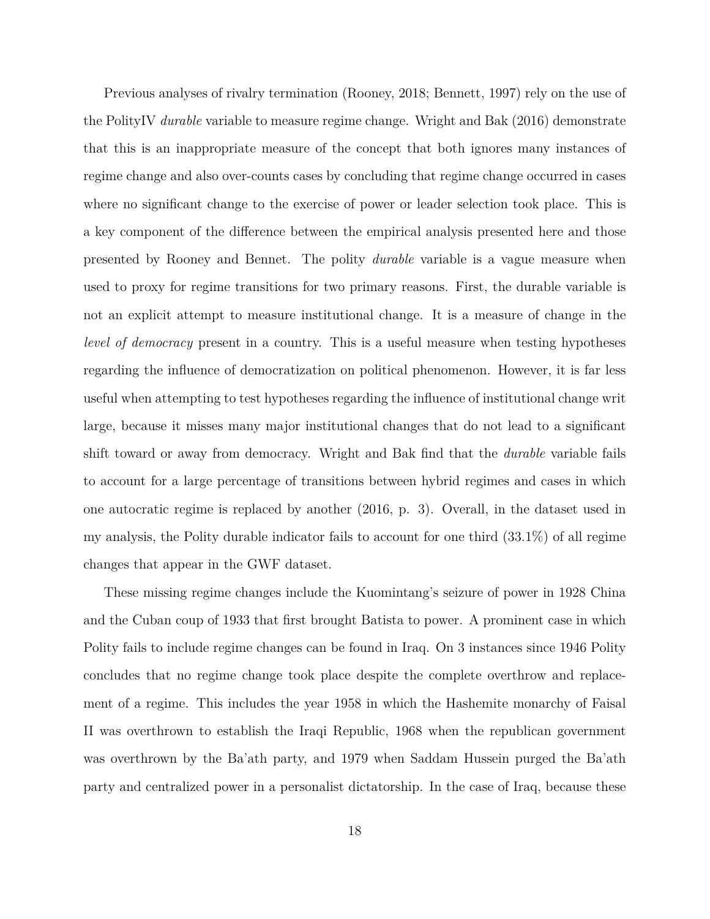Previous analyses of rivalry termination (Rooney, 2018; Bennett, 1997) rely on the use of the PolityIV *durable* variable to measure regime change. Wright and Bak (2016) demonstrate that this is an inappropriate measure of the concept that both ignores many instances of regime change and also over-counts cases by concluding that regime change occurred in cases where no significant change to the exercise of power or leader selection took place. This is a key component of the difference between the empirical analysis presented here and those presented by Rooney and Bennet. The polity *durable* variable is a vague measure when used to proxy for regime transitions for two primary reasons. First, the durable variable is not an explicit attempt to measure institutional change. It is a measure of change in the *level of democracy* present in a country. This is a useful measure when testing hypotheses regarding the influence of democratization on political phenomenon. However, it is far less useful when attempting to test hypotheses regarding the influence of institutional change writ large, because it misses many major institutional changes that do not lead to a significant shift toward or away from democracy. Wright and Bak find that the *durable* variable fails to account for a large percentage of transitions between hybrid regimes and cases in which one autocratic regime is replaced by another (2016, p. 3). Overall, in the dataset used in my analysis, the Polity durable indicator fails to account for one third (33.1%) of all regime changes that appear in the GWF dataset.

These missing regime changes include the Kuomintang's seizure of power in 1928 China and the Cuban coup of 1933 that first brought Batista to power. A prominent case in which Polity fails to include regime changes can be found in Iraq. On 3 instances since 1946 Polity concludes that no regime change took place despite the complete overthrow and replacement of a regime. This includes the year 1958 in which the Hashemite monarchy of Faisal II was overthrown to establish the Iraqi Republic, 1968 when the republican government was overthrown by the Ba'ath party, and 1979 when Saddam Hussein purged the Ba'ath party and centralized power in a personalist dictatorship. In the case of Iraq, because these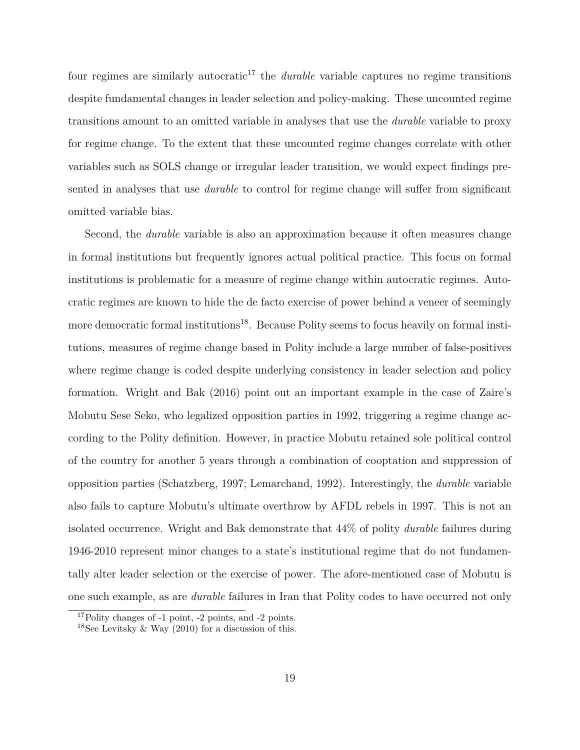four regimes are similarly autocratic[17] the *durable* variable captures no regime transitions despite fundamental changes in leader selection and policy-making. These uncounted regime transitions amount to an omitted variable in analyses that use the *durable* variable to proxy for regime change. To the extent that these uncounted regime changes correlate with other variables such as SOLS change or irregular leader transition, we would expect findings presented in analyses that use *durable* to control for regime change will suffer from significant omitted variable bias.

Second, the *durable* variable is also an approximation because it often measures change in formal institutions but frequently ignores actual political practice. This focus on formal institutions is problematic for a measure of regime change within autocratic regimes. Autocratic regimes are known to hide the de facto exercise of power behind a veneer of seemingly more democratic formal institutions[18]. Because Polity seems to focus heavily on formal institutions, measures of regime change based in Polity include a large number of false-positives where regime change is coded despite underlying consistency in leader selection and policy formation. Wright and Bak (2016) point out an important example in the case of Zaire's Mobutu Sese Seko, who legalized opposition parties in 1992, triggering a regime change according to the Polity definition. However, in practice Mobutu retained sole political control of the country for another 5 years through a combination of cooptation and suppression of opposition parties (Schatzberg, 1997; Lemarchand, 1992). Interestingly, the *durable* variable also fails to capture Mobutu's ultimate overthrow by AFDL rebels in 1997. This is not an isolated occurrence. Wright and Bak demonstrate that 44% of polity *durable* failures during 1946-2010 represent minor changes to a state's institutional regime that do not fundamentally alter leader selection or the exercise of power. The afore-mentioned case of Mobutu is one such example, as are *durable* failures in Iran that Polity codes to have occurred not only

[17] Polity changes of -1 point, -2 points, and -2 points.

[18] See Levitsky & Way (2010) for a discussion of this.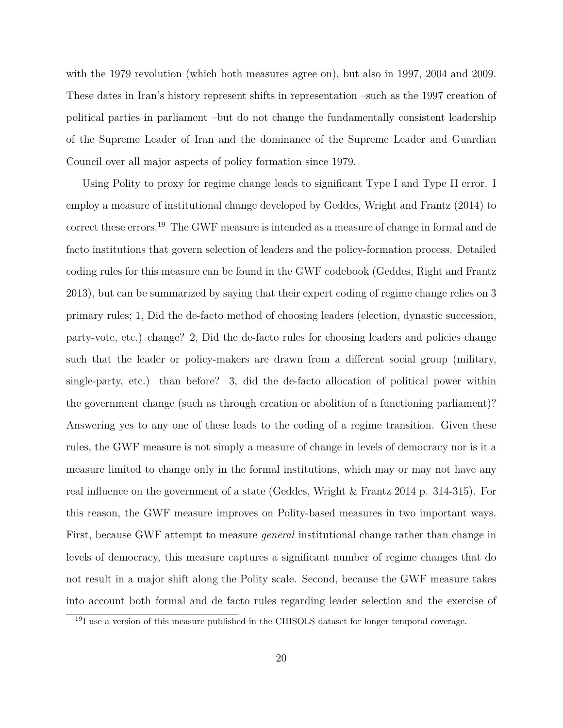with the 1979 revolution (which both measures agree on), but also in 1997, 2004 and 2009. These dates in Iran's history represent shifts in representation –such as the 1997 creation of political parties in parliament –but do not change the fundamentally consistent leadership of the Supreme Leader of Iran and the dominance of the Supreme Leader and Guardian Council over all major aspects of policy formation since 1979.

Using Polity to proxy for regime change leads to significant Type I and Type II error. I employ a measure of institutional change developed by Geddes, Wright and Frantz (2014) to correct these errors.[19] The GWF measure is intended as a measure of change in formal and de facto institutions that govern selection of leaders and the policy-formation process. Detailed coding rules for this measure can be found in the GWF codebook (Geddes, Right and Frantz 2013), but can be summarized by saying that their expert coding of regime change relies on 3 primary rules; 1, Did the de-facto method of choosing leaders (election, dynastic succession, party-vote, etc.) change? 2, Did the de-facto rules for choosing leaders and policies change such that the leader or policy-makers are drawn from a different social group (military, single-party, etc.) than before? 3, did the de-facto allocation of political power within the government change (such as through creation or abolition of a functioning parliament)? Answering yes to any one of these leads to the coding of a regime transition. Given these rules, the GWF measure is not simply a measure of change in levels of democracy nor is it a measure limited to change only in the formal institutions, which may or may not have any real influence on the government of a state (Geddes, Wright & Frantz 2014 p. 314-315). For this reason, the GWF measure improves on Polity-based measures in two important ways. First, because GWF attempt to measure *general* institutional change rather than change in levels of democracy, this measure captures a significant number of regime changes that do not result in a major shift along the Polity scale. Second, because the GWF measure takes into account both formal and de facto rules regarding leader selection and the exercise of

[19] I use a version of this measure published in the CHISOLS dataset for longer temporal coverage.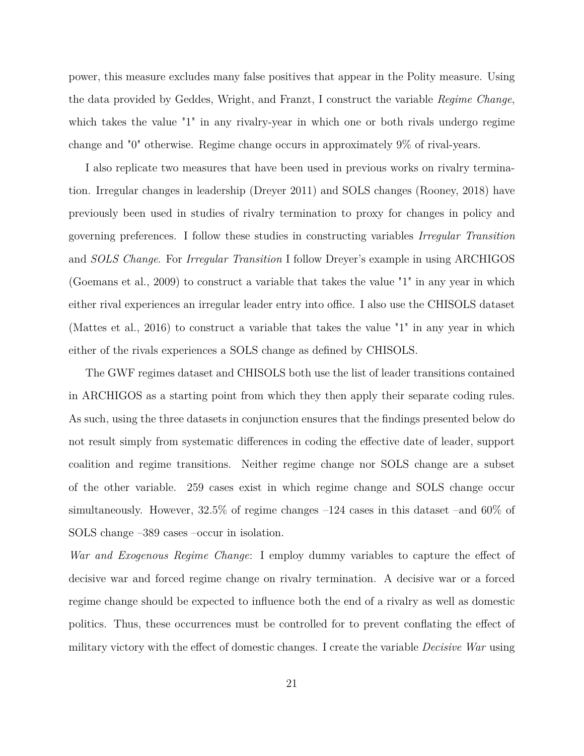power, this measure excludes many false positives that appear in the Polity measure. Using the data provided by Geddes, Wright, and Franzt, I construct the variable *Regime Change*, which takes the value "1" in any rivalry-year in which one or both rivals undergo regime change and "0" otherwise. Regime change occurs in approximately 9% of rival-years.

I also replicate two measures that have been used in previous works on rivalry termination. Irregular changes in leadership (Dreyer 2011) and SOLS changes (Rooney, 2018) have previously been used in studies of rivalry termination to proxy for changes in policy and governing preferences. I follow these studies in constructing variables *Irregular Transition* and *SOLS Change*. For *Irregular Transition* I follow Dreyer's example in using ARCHIGOS (Goemans et al., 2009) to construct a variable that takes the value "1" in any year in which either rival experiences an irregular leader entry into office. I also use the CHISOLS dataset (Mattes et al., 2016) to construct a variable that takes the value "1" in any year in which either of the rivals experiences a SOLS change as defined by CHISOLS.

The GWF regimes dataset and CHISOLS both use the list of leader transitions contained in ARCHIGOS as a starting point from which they then apply their separate coding rules. As such, using the three datasets in conjunction ensures that the findings presented below do not result simply from systematic differences in coding the effective date of leader, support coalition and regime transitions. Neither regime change nor SOLS change are a subset of the other variable. 259 cases exist in which regime change and SOLS change occur simultaneously. However, 32.5% of regime changes –124 cases in this dataset –and 60% of SOLS change –389 cases –occur in isolation.

*War and Exogenous Regime Change*: I employ dummy variables to capture the effect of decisive war and forced regime change on rivalry termination. A decisive war or a forced regime change should be expected to influence both the end of a rivalry as well as domestic politics. Thus, these occurrences must be controlled for to prevent conflating the effect of military victory with the effect of domestic changes. I create the variable *Decisive War* using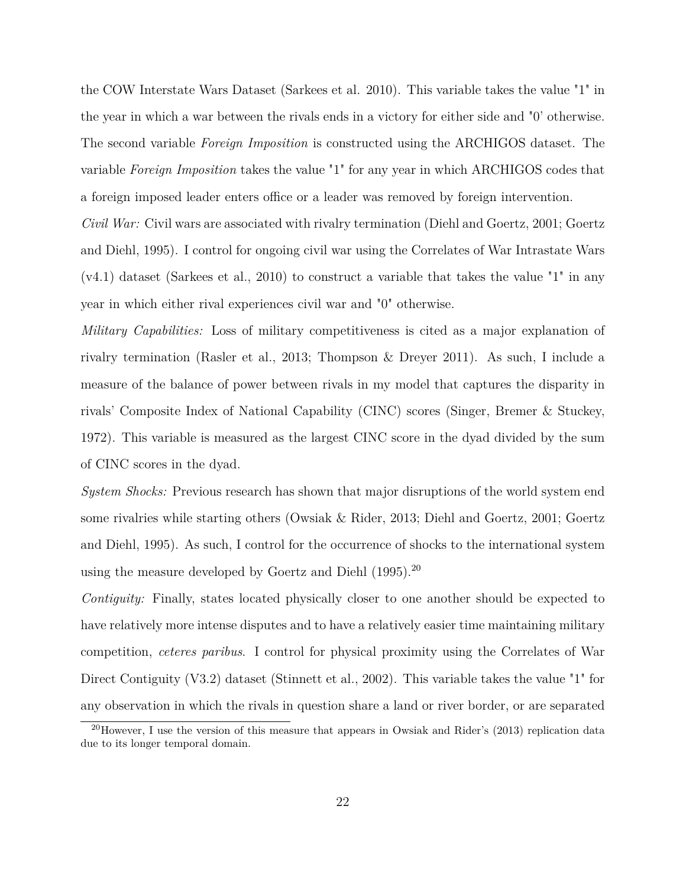the COW Interstate Wars Dataset (Sarkees et al. 2010). This variable takes the value "1" in the year in which a war between the rivals ends in a victory for either side and "0' otherwise. The second variable *Foreign Imposition* is constructed using the ARCHIGOS dataset. The variable *Foreign Imposition* takes the value "1" for any year in which ARCHIGOS codes that a foreign imposed leader enters office or a leader was removed by foreign intervention.

*Civil War:* Civil wars are associated with rivalry termination (Diehl and Goertz, 2001; Goertz and Diehl, 1995). I control for ongoing civil war using the Correlates of War Intrastate Wars (v4.1) dataset (Sarkees et al., 2010) to construct a variable that takes the value "1" in any year in which either rival experiences civil war and "0" otherwise.

*Military Capabilities:* Loss of military competitiveness is cited as a major explanation of rivalry termination (Rasler et al., 2013; Thompson & Dreyer 2011). As such, I include a measure of the balance of power between rivals in my model that captures the disparity in rivals' Composite Index of National Capability (CINC) scores (Singer, Bremer & Stuckey, 1972). This variable is measured as the largest CINC score in the dyad divided by the sum of CINC scores in the dyad.

*System Shocks:* Previous research has shown that major disruptions of the world system end some rivalries while starting others (Owsiak & Rider, 2013; Diehl and Goertz, 2001; Goertz and Diehl, 1995). As such, I control for the occurrence of shocks to the international system using the measure developed by Goertz and Diehl (1995).[20]

*Contiguity:* Finally, states located physically closer to one another should be expected to have relatively more intense disputes and to have a relatively easier time maintaining military competition, *ceteres paribus*. I control for physical proximity using the Correlates of War Direct Contiguity (V3.2) dataset (Stinnett et al., 2002). This variable takes the value "1" for any observation in which the rivals in question share a land or river border, or are separated

[20] However, I use the version of this measure that appears in Owsiak and Rider's (2013) replication data due to its longer temporal domain.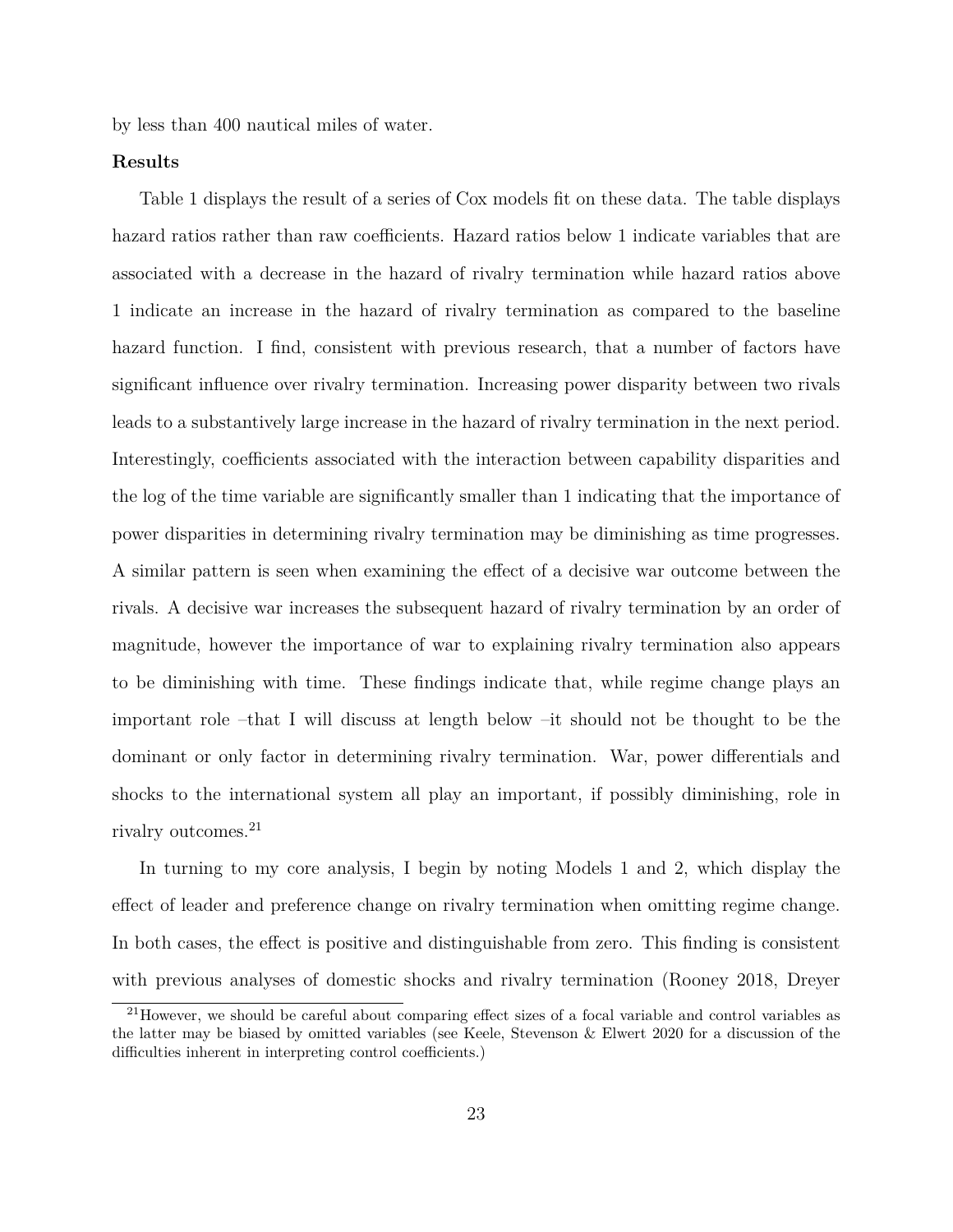by less than 400 nautical miles of water.

**Results**

Table 1 displays the result of a series of Cox models fit on these data. The table displays hazard ratios rather than raw coefficients. Hazard ratios below 1 indicate variables that are associated with a decrease in the hazard of rivalry termination while hazard ratios above 1 indicate an increase in the hazard of rivalry termination as compared to the baseline hazard function. I find, consistent with previous research, that a number of factors have significant influence over rivalry termination. Increasing power disparity between two rivals leads to a substantively large increase in the hazard of rivalry termination in the next period. Interestingly, coefficients associated with the interaction between capability disparities and the log of the time variable are significantly smaller than 1 indicating that the importance of power disparities in determining rivalry termination may be diminishing as time progresses. A similar pattern is seen when examining the effect of a decisive war outcome between the rivals. A decisive war increases the subsequent hazard of rivalry termination by an order of magnitude, however the importance of war to explaining rivalry termination also appears to be diminishing with time. These findings indicate that, while regime change plays an important role –that I will discuss at length below –it should not be thought to be the dominant or only factor in determining rivalry termination. War, power differentials and shocks to the international system all play an important, if possibly diminishing, role in rivalry outcomes.[21]

In turning to my core analysis, I begin by noting Models 1 and 2, which display the effect of leader and preference change on rivalry termination when omitting regime change. In both cases, the effect is positive and distinguishable from zero. This finding is consistent with previous analyses of domestic shocks and rivalry termination (Rooney 2018, Dreyer

[21] However, we should be careful about comparing effect sizes of a focal variable and control variables as the latter may be biased by omitted variables (see Keele, Stevenson & Elwert 2020 for a discussion of the difficulties inherent in interpreting control coefficients.)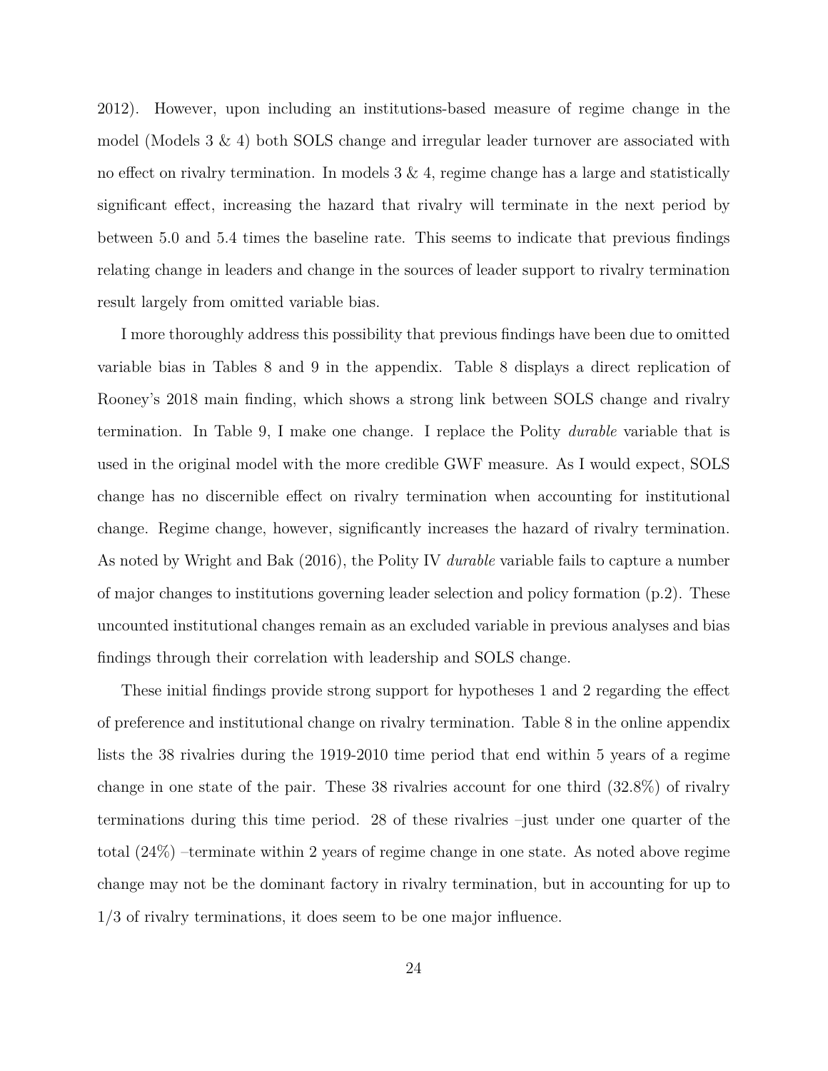2012). However, upon including an institutions-based measure of regime change in the model (Models 3 & 4) both SOLS change and irregular leader turnover are associated with no effect on rivalry termination. In models 3 & 4, regime change has a large and statistically significant effect, increasing the hazard that rivalry will terminate in the next period by between 5.0 and 5.4 times the baseline rate. This seems to indicate that previous findings relating change in leaders and change in the sources of leader support to rivalry termination result largely from omitted variable bias.

I more thoroughly address this possibility that previous findings have been due to omitted variable bias in Tables 8 and 9 in the appendix. Table 8 displays a direct replication of Rooney's 2018 main finding, which shows a strong link between SOLS change and rivalry termination. In Table 9, I make one change. I replace the Polity *durable* variable that is used in the original model with the more credible GWF measure. As I would expect, SOLS change has no discernible effect on rivalry termination when accounting for institutional change. Regime change, however, significantly increases the hazard of rivalry termination. As noted by Wright and Bak (2016), the Polity IV *durable* variable fails to capture a number of major changes to institutions governing leader selection and policy formation (p.2). These uncounted institutional changes remain as an excluded variable in previous analyses and bias findings through their correlation with leadership and SOLS change.

These initial findings provide strong support for hypotheses 1 and 2 regarding the effect of preference and institutional change on rivalry termination. Table 8 in the online appendix lists the 38 rivalries during the 1919-2010 time period that end within 5 years of a regime change in one state of the pair. These 38 rivalries account for one third (32.8%) of rivalry terminations during this time period. 28 of these rivalries –just under one quarter of the total (24%) –terminate within 2 years of regime change in one state. As noted above regime change may not be the dominant factory in rivalry termination, but in accounting for up to 1/3 of rivalry terminations, it does seem to be one major influence.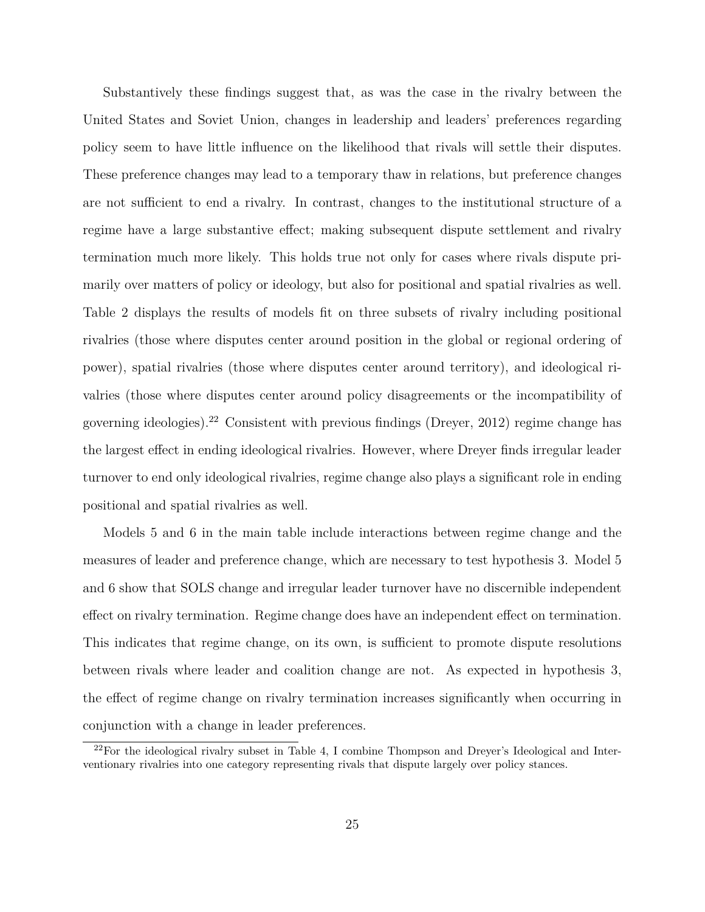Substantively these findings suggest that, as was the case in the rivalry between the United States and Soviet Union, changes in leadership and leaders' preferences regarding policy seem to have little influence on the likelihood that rivals will settle their disputes. These preference changes may lead to a temporary thaw in relations, but preference changes are not sufficient to end a rivalry. In contrast, changes to the institutional structure of a regime have a large substantive effect; making subsequent dispute settlement and rivalry termination much more likely. This holds true not only for cases where rivals dispute primarily over matters of policy or ideology, but also for positional and spatial rivalries as well. Table 2 displays the results of models fit on three subsets of rivalry including positional rivalries (those where disputes center around position in the global or regional ordering of power), spatial rivalries (those where disputes center around territory), and ideological rivalries (those where disputes center around policy disagreements or the incompatibility of governing ideologies).[22] Consistent with previous findings (Dreyer, 2012) regime change has the largest effect in ending ideological rivalries. However, where Dreyer finds irregular leader turnover to end only ideological rivalries, regime change also plays a significant role in ending positional and spatial rivalries as well.

Models 5 and 6 in the main table include interactions between regime change and the measures of leader and preference change, which are necessary to test hypothesis 3. Model 5 and 6 show that SOLS change and irregular leader turnover have no discernible independent effect on rivalry termination. Regime change does have an independent effect on termination. This indicates that regime change, on its own, is sufficient to promote dispute resolutions between rivals where leader and coalition change are not. As expected in hypothesis 3, the effect of regime change on rivalry termination increases significantly when occurring in conjunction with a change in leader preferences.

[22] For the ideological rivalry subset in Table 4, I combine Thompson and Dreyer's Ideological and Interventionary rivalries into one category representing rivals that dispute largely over policy stances.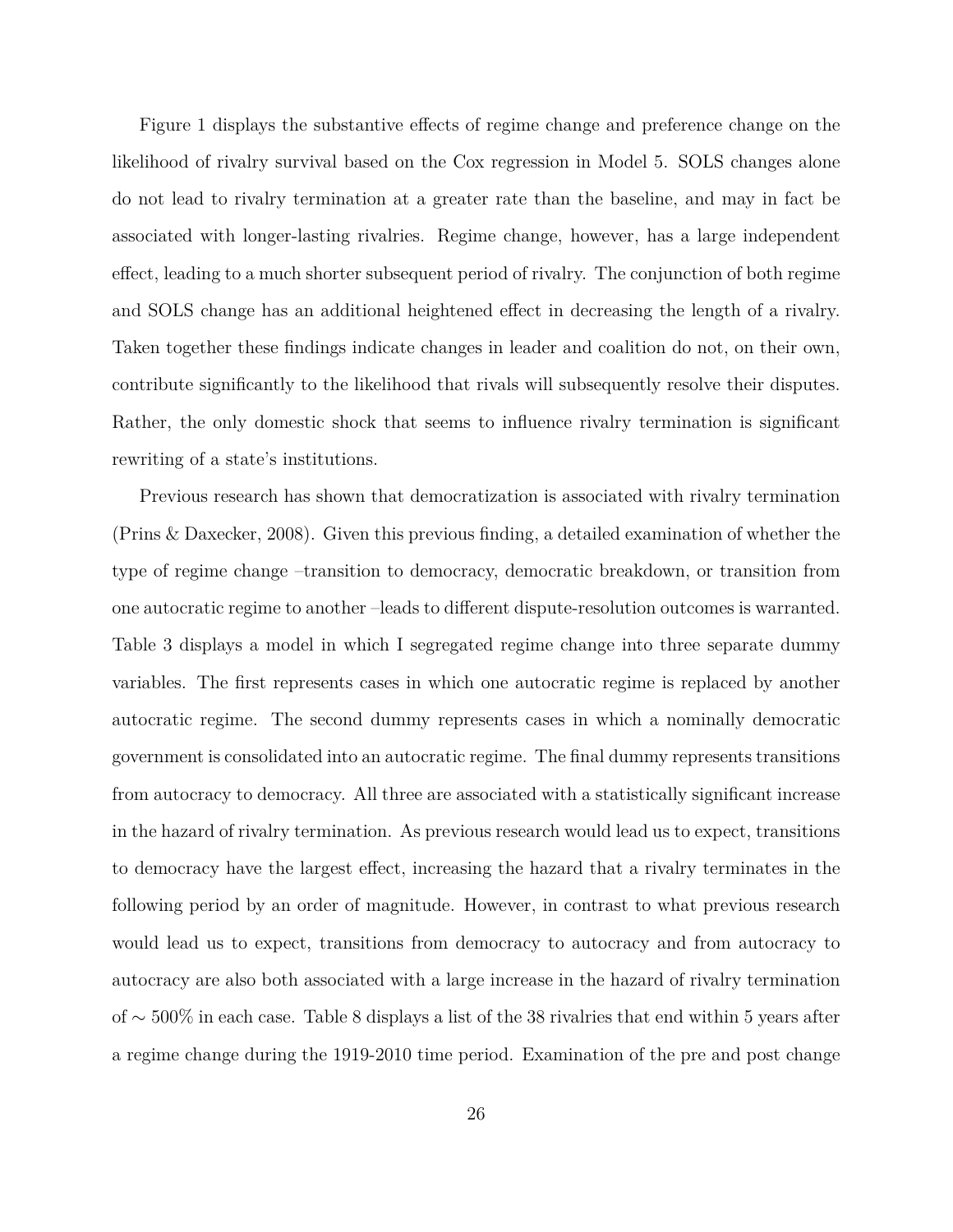Figure 1 displays the substantive effects of regime change and preference change on the likelihood of rivalry survival based on the Cox regression in Model 5. SOLS changes alone do not lead to rivalry termination at a greater rate than the baseline, and may in fact be associated with longer-lasting rivalries. Regime change, however, has a large independent effect, leading to a much shorter subsequent period of rivalry. The conjunction of both regime and SOLS change has an additional heightened effect in decreasing the length of a rivalry. Taken together these findings indicate changes in leader and coalition do not, on their own, contribute significantly to the likelihood that rivals will subsequently resolve their disputes. Rather, the only domestic shock that seems to influence rivalry termination is significant rewriting of a state's institutions.

Previous research has shown that democratization is associated with rivalry termination (Prins & Daxecker, 2008). Given this previous finding, a detailed examination of whether the type of regime change –transition to democracy, democratic breakdown, or transition from one autocratic regime to another –leads to different dispute-resolution outcomes is warranted. Table 3 displays a model in which I segregated regime change into three separate dummy variables. The first represents cases in which one autocratic regime is replaced by another autocratic regime. The second dummy represents cases in which a nominally democratic government is consolidated into an autocratic regime. The final dummy represents transitions from autocracy to democracy. All three are associated with a statistically significant increase in the hazard of rivalry termination. As previous research would lead us to expect, transitions to democracy have the largest effect, increasing the hazard that a rivalry terminates in the following period by an order of magnitude. However, in contrast to what previous research would lead us to expect, transitions from democracy to autocracy and from autocracy to autocracy are also both associated with a large increase in the hazard of rivalry termination of $\sim 500\%$ in each case. Table 8 displays a list of the 38 rivalries that end within 5 years after a regime change during the 1919-2010 time period. Examination of the pre and post change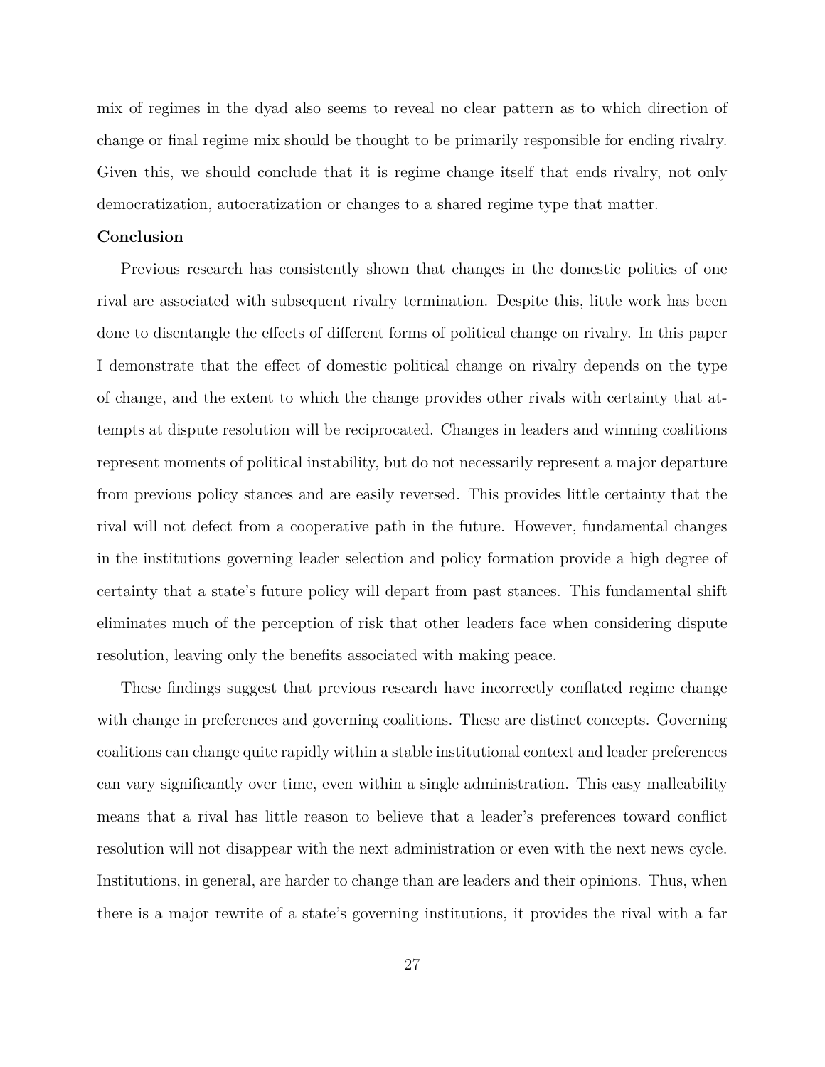mix of regimes in the dyad also seems to reveal no clear pattern as to which direction of change or final regime mix should be thought to be primarily responsible for ending rivalry. Given this, we should conclude that it is regime change itself that ends rivalry, not only democratization, autocratization or changes to a shared regime type that matter.

## Conclusion

Previous research has consistently shown that changes in the domestic politics of one rival are associated with subsequent rivalry termination. Despite this, little work has been done to disentangle the effects of different forms of political change on rivalry. In this paper I demonstrate that the effect of domestic political change on rivalry depends on the type of change, and the extent to which the change provides other rivals with certainty that attempts at dispute resolution will be reciprocated. Changes in leaders and winning coalitions represent moments of political instability, but do not necessarily represent a major departure from previous policy stances and are easily reversed. This provides little certainty that the rival will not defect from a cooperative path in the future. However, fundamental changes in the institutions governing leader selection and policy formation provide a high degree of certainty that a state's future policy will depart from past stances. This fundamental shift eliminates much of the perception of risk that other leaders face when considering dispute resolution, leaving only the benefits associated with making peace.

These findings suggest that previous research have incorrectly conflated regime change with change in preferences and governing coalitions. These are distinct concepts. Governing coalitions can change quite rapidly within a stable institutional context and leader preferences can vary significantly over time, even within a single administration. This easy malleability means that a rival has little reason to believe that a leader's preferences toward conflict resolution will not disappear with the next administration or even with the next news cycle. Institutions, in general, are harder to change than are leaders and their opinions. Thus, when there is a major rewrite of a state's governing institutions, it provides the rival with a far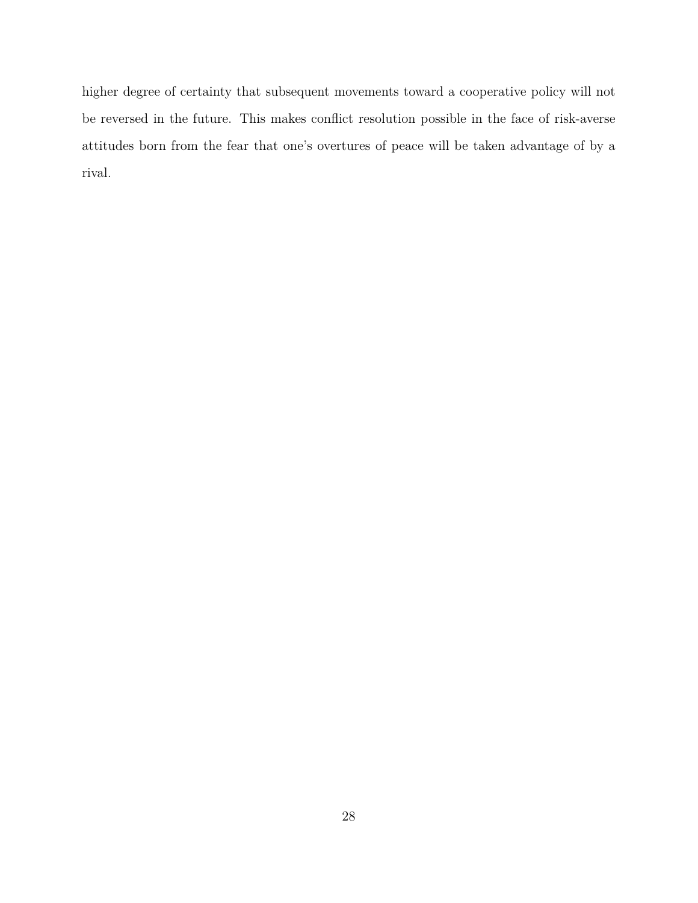higher degree of certainty that subsequent movements toward a cooperative policy will not be reversed in the future. This makes conflict resolution possible in the face of risk-averse attitudes born from the fear that one's overtures of peace will be taken advantage of by a rival.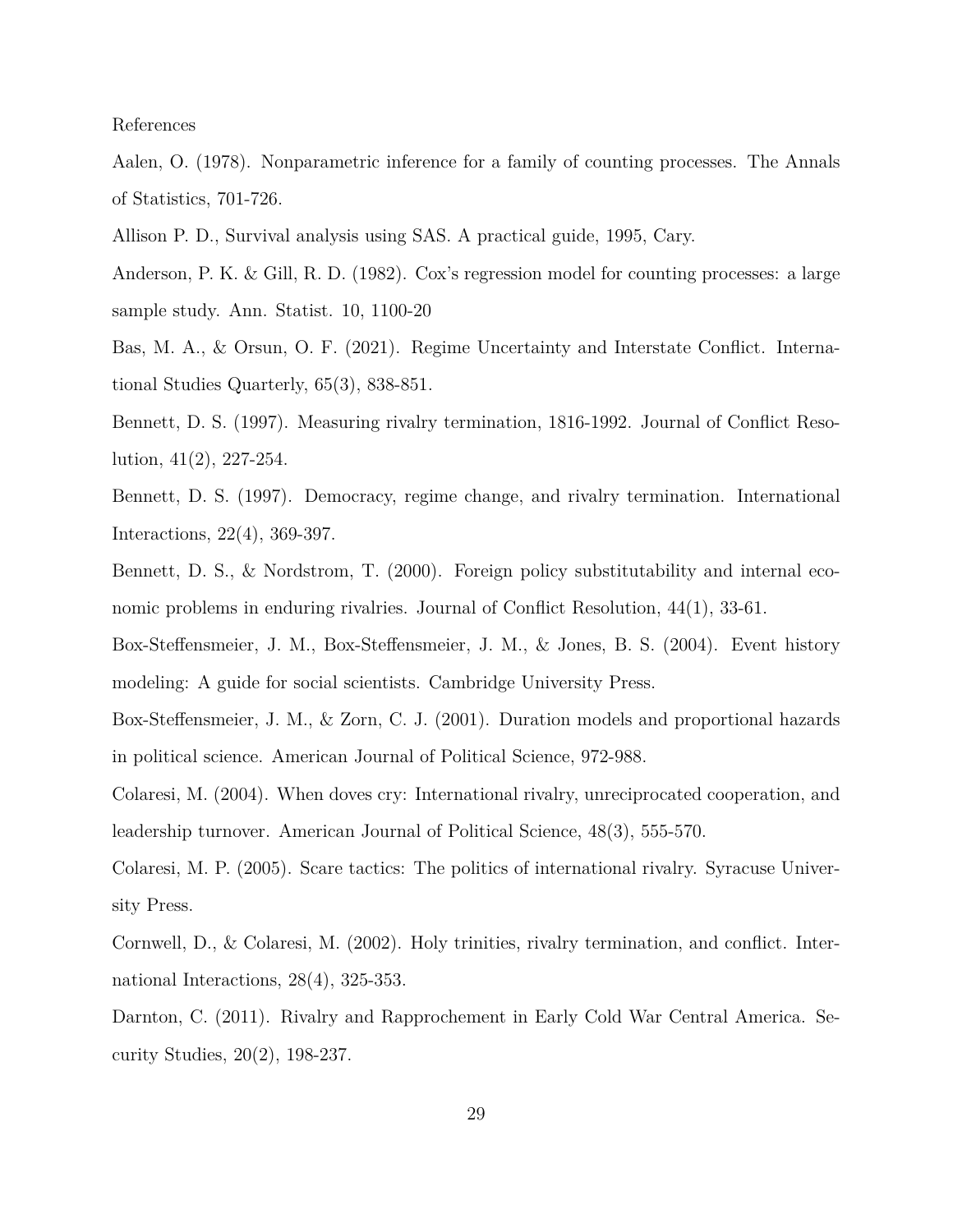References

Aalen, O. (1978). Nonparametric inference for a family of counting processes. The Annals of Statistics, 701-726.

Allison P. D., Survival analysis using SAS. A practical guide, 1995, Cary.

Anderson, P. K. & Gill, R. D. (1982). Cox's regression model for counting processes: a large sample study. Ann. Statist. 10, 1100-20

Bas, M. A., & Orsun, O. F. (2021). Regime Uncertainty and Interstate Conflict. International Studies Quarterly, 65(3), 838-851.

Bennett, D. S. (1997). Measuring rivalry termination, 1816-1992. Journal of Conflict Resolution, 41(2), 227-254.

Bennett, D. S. (1997). Democracy, regime change, and rivalry termination. International Interactions, 22(4), 369-397.

Bennett, D. S., & Nordstrom, T. (2000). Foreign policy substitutability and internal economic problems in enduring rivalries. Journal of Conflict Resolution, 44(1), 33-61.

Box-Steffensmeier, J. M., Box-Steffensmeier, J. M., & Jones, B. S. (2004). Event history modeling: A guide for social scientists. Cambridge University Press.

Box-Steffensmeier, J. M., & Zorn, C. J. (2001). Duration models and proportional hazards in political science. American Journal of Political Science, 972-988.

Colaresi, M. (2004). When doves cry: International rivalry, unreciprocated cooperation, and leadership turnover. American Journal of Political Science, 48(3), 555-570.

Colaresi, M. P. (2005). Scare tactics: The politics of international rivalry. Syracuse University Press.

Cornwell, D., & Colaresi, M. (2002). Holy trinities, rivalry termination, and conflict. International Interactions, 28(4), 325-353.

Darnton, C. (2011). Rivalry and Rapprochement in Early Cold War Central America. Security Studies, 20(2), 198-237.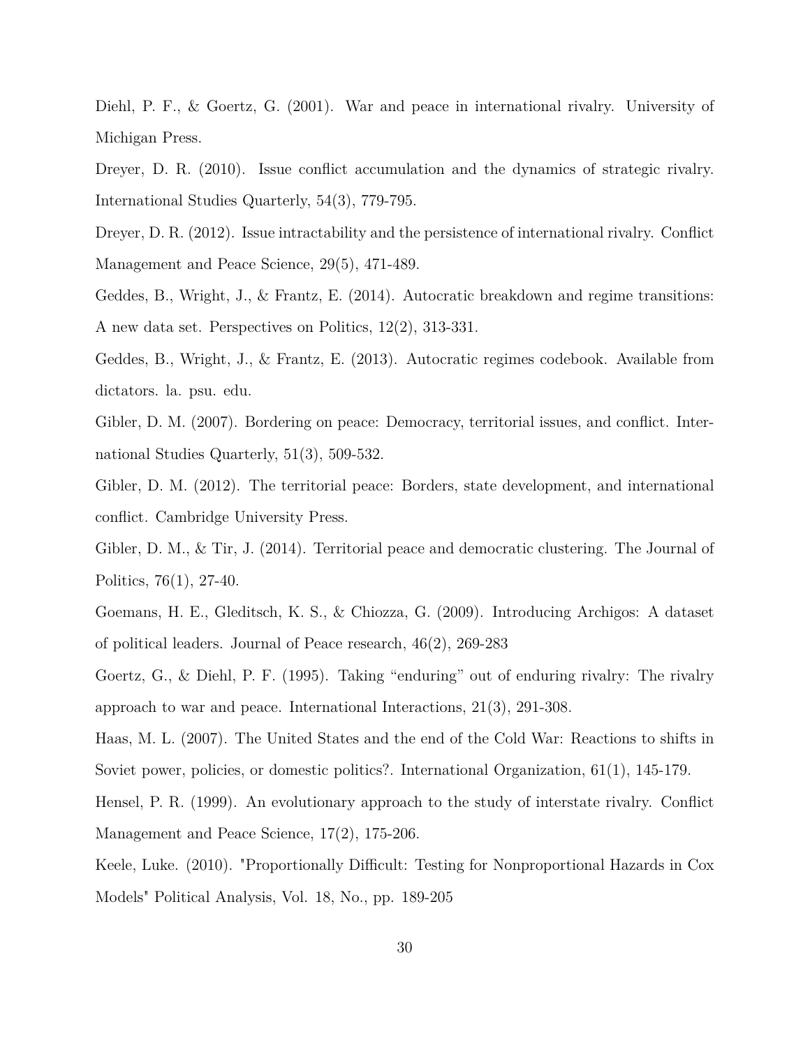Diehl, P. F., & Goertz, G. (2001). War and peace in international rivalry. University of Michigan Press.

Dreyer, D. R. (2010). Issue conflict accumulation and the dynamics of strategic rivalry. International Studies Quarterly, 54(3), 779-795.

Dreyer, D. R. (2012). Issue intractability and the persistence of international rivalry. Conflict Management and Peace Science, 29(5), 471-489.

Geddes, B., Wright, J., & Frantz, E. (2014). Autocratic breakdown and regime transitions: A new data set. Perspectives on Politics, 12(2), 313-331.

Geddes, B., Wright, J., & Frantz, E. (2013). Autocratic regimes codebook. Available from dictators. la. psu. edu.

Gibler, D. M. (2007). Bordering on peace: Democracy, territorial issues, and conflict. International Studies Quarterly, 51(3), 509-532.

Gibler, D. M. (2012). The territorial peace: Borders, state development, and international conflict. Cambridge University Press.

Gibler, D. M., & Tir, J. (2014). Territorial peace and democratic clustering. The Journal of Politics, 76(1), 27-40.

Goemans, H. E., Gleditsch, K. S., & Chiozza, G. (2009). Introducing Archigos: A dataset of political leaders. Journal of Peace research, 46(2), 269-283

Goertz, G., & Diehl, P. F. (1995). Taking "enduring" out of enduring rivalry: The rivalry approach to war and peace. International Interactions, 21(3), 291-308.

Haas, M. L. (2007). The United States and the end of the Cold War: Reactions to shifts in Soviet power, policies, or domestic politics?. International Organization, 61(1), 145-179.

Hensel, P. R. (1999). An evolutionary approach to the study of interstate rivalry. Conflict Management and Peace Science, 17(2), 175-206.

Keele, Luke. (2010). "Proportionally Difficult: Testing for Nonproportional Hazards in Cox Models" Political Analysis, Vol. 18, No., pp. 189-205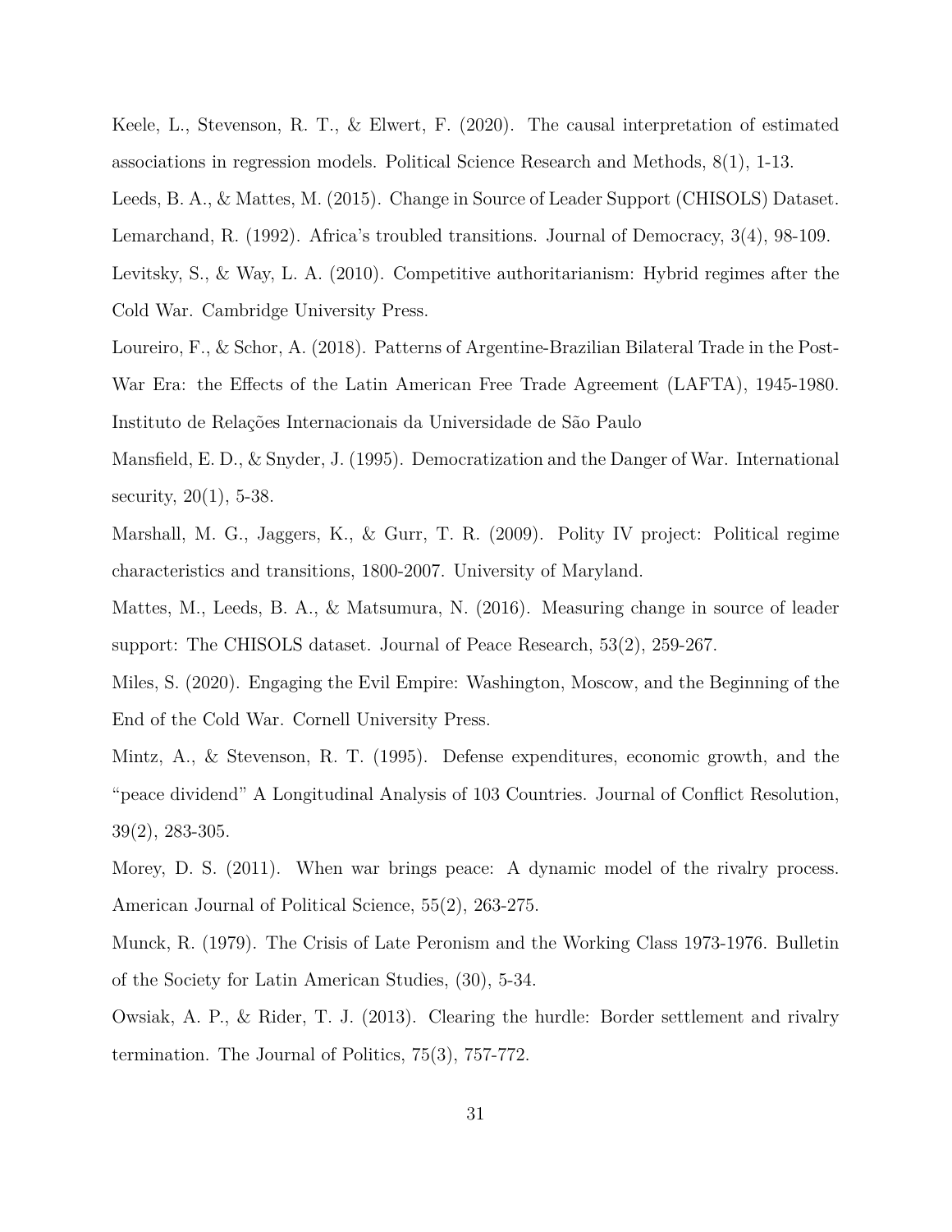Keele, L., Stevenson, R. T., & Elwert, F. (2020). The causal interpretation of estimated associations in regression models. Political Science Research and Methods, 8(1), 1-13.

Leeds, B. A., & Mattes, M. (2015). Change in Source of Leader Support (CHISOLS) Dataset.

Lemarchand, R. (1992). Africa's troubled transitions. Journal of Democracy, 3(4), 98-109.

Levitsky, S., & Way, L. A. (2010). Competitive authoritarianism: Hybrid regimes after the Cold War. Cambridge University Press.

Loureiro, F., & Schor, A. (2018). Patterns of Argentine-Brazilian Bilateral Trade in the Post-War Era: the Effects of the Latin American Free Trade Agreement (LAFTA), 1945-1980. Instituto de Relações Internacionais da Universidade de São Paulo

Mansfield, E. D., & Snyder, J. (1995). Democratization and the Danger of War. International security, 20(1), 5-38.

Marshall, M. G., Jaggers, K., & Gurr, T. R. (2009). Polity IV project: Political regime characteristics and transitions, 1800-2007. University of Maryland.

Mattes, M., Leeds, B. A., & Matsumura, N. (2016). Measuring change in source of leader support: The CHISOLS dataset. Journal of Peace Research, 53(2), 259-267.

Miles, S. (2020). Engaging the Evil Empire: Washington, Moscow, and the Beginning of the End of the Cold War. Cornell University Press.

Mintz, A., & Stevenson, R. T. (1995). Defense expenditures, economic growth, and the "peace dividend" A Longitudinal Analysis of 103 Countries. Journal of Conflict Resolution, 39(2), 283-305.

Morey, D. S. (2011). When war brings peace: A dynamic model of the rivalry process. American Journal of Political Science, 55(2), 263-275.

Munck, R. (1979). The Crisis of Late Peronism and the Working Class 1973-1976. Bulletin of the Society for Latin American Studies, (30), 5-34.

Owsiak, A. P., & Rider, T. J. (2013). Clearing the hurdle: Border settlement and rivalry termination. The Journal of Politics, 75(3), 757-772.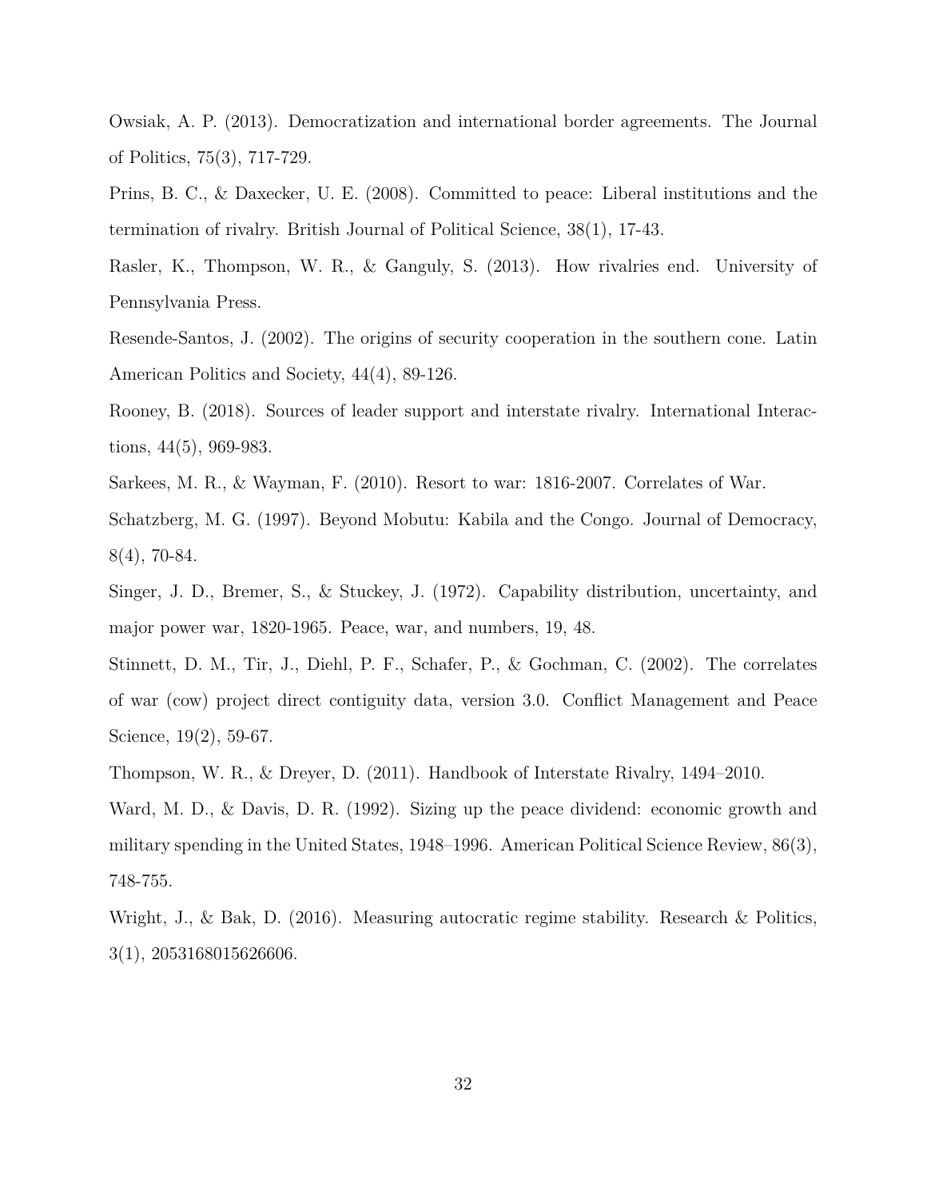Owsiak, A. P. (2013). Democratization and international border agreements. The Journal of Politics, 75(3), 717-729.

Prins, B. C., & Daxecker, U. E. (2008). Committed to peace: Liberal institutions and the termination of rivalry. British Journal of Political Science, 38(1), 17-43.

Rasler, K., Thompson, W. R., & Ganguly, S. (2013). How rivalries end. University of Pennsylvania Press.

Resende-Santos, J. (2002). The origins of security cooperation in the southern cone. Latin American Politics and Society, 44(4), 89-126.

Rooney, B. (2018). Sources of leader support and interstate rivalry. International Interactions, 44(5), 969-983.

Sarkees, M. R., & Wayman, F. (2010). Resort to war: 1816-2007. Correlates of War.

Schatzberg, M. G. (1997). Beyond Mobutu: Kabila and the Congo. Journal of Democracy, 8(4), 70-84.

Singer, J. D., Bremer, S., & Stuckey, J. (1972). Capability distribution, uncertainty, and major power war, 1820-1965. Peace, war, and numbers, 19, 48.

Stinnett, D. M., Tir, J., Diehl, P. F., Schafer, P., & Gochman, C. (2002). The correlates of war (cow) project direct contiguity data, version 3.0. Conflict Management and Peace Science, 19(2), 59-67.

Thompson, W. R., & Dreyer, D. (2011). Handbook of Interstate Rivalry, 1494–2010.

Ward, M. D., & Davis, D. R. (1992). Sizing up the peace dividend: economic growth and military spending in the United States, 1948–1996. American Political Science Review, 86(3), 748-755.

Wright, J., & Bak, D. (2016). Measuring autocratic regime stability. Research & Politics, 3(1), 2053168015626606.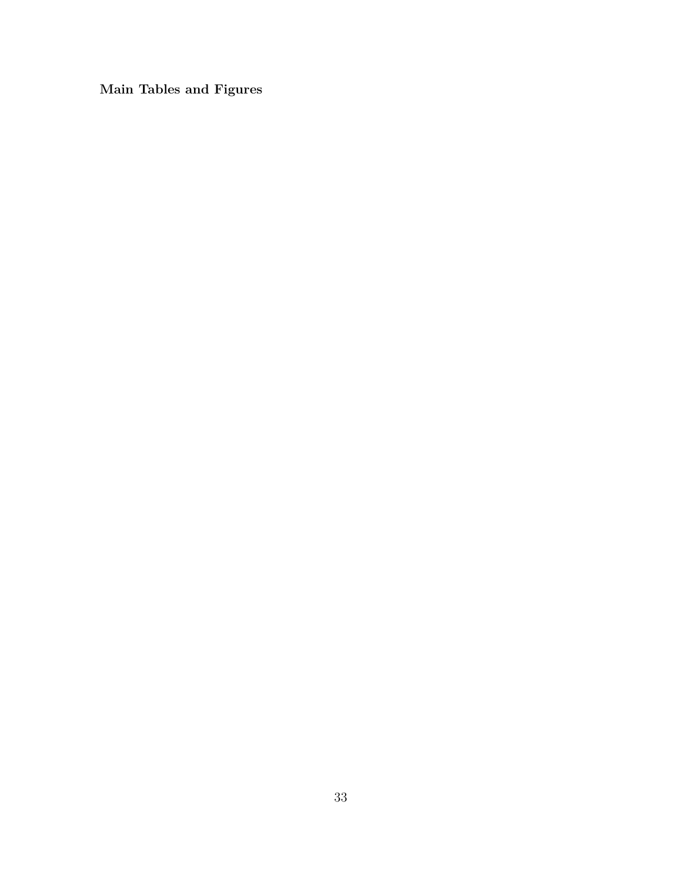**Main Tables and Figures**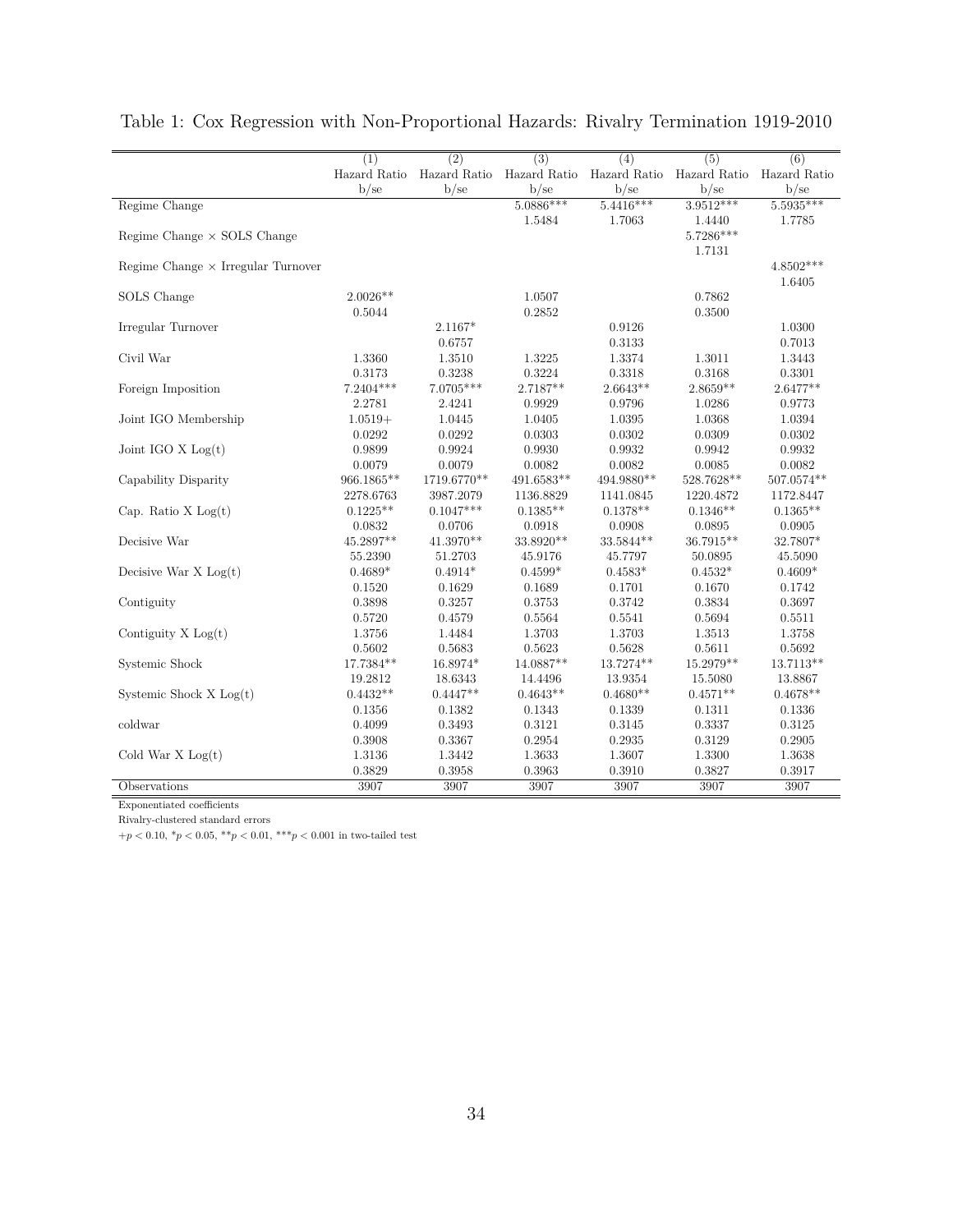Table 1: Cox Regression with Non-Proportional Hazards: Rivalry Termination 1919-2010

| | (1) | (2) | (3) | (4) | (5) | (6) |
|---|---|---|---|---|---|---|
| | Hazard Ratio | Hazard Ratio | Hazard Ratio | Hazard Ratio | Hazard Ratio | Hazard Ratio |
| | b/se | b/se | b/se | b/se | b/se | b/se |
| Regime Change | | | 5.0886*** | 5.4416*** | 3.9512*** | 5.5935*** |
| | | | 1.5484 | 1.7063 | 1.4440 | 1.7785 |
| Regime Change × SOLS Change | | | | | 5.7286*** | |
| | | | | | 1.7131 | |
| Regime Change × Irregular Turnover | | | | | | 4.8502*** |
| | | | | | | 1.6405 |
| SOLS Change | 2.0026** | | 1.0507 | | 0.7862 | |
| | 0.5044 | | 0.2852 | | 0.3500 | |
| Irregular Turnover | | 2.1167* | | 0.9126 | | 1.0300 |
| | | 0.6757 | | 0.3133 | | 0.7013 |
| Civil War | 1.3360 | 1.3510 | 1.3225 | 1.3374 | 1.3011 | 1.3443 |
| | 0.3173 | 0.3238 | 0.3224 | 0.3318 | 0.3168 | 0.3301 |
| Foreign Imposition | 7.2404*** | 7.0705*** | 2.7187** | 2.6643** | 2.8659** | 2.6477** |
| | 2.2781 | 2.4241 | 0.9929 | 0.9796 | 1.0286 | 0.9773 |
| Joint IGO Membership | 1.0519+ | 1.0445 | 1.0405 | 1.0395 | 1.0368 | 1.0394 |
| | 0.0292 | 0.0292 | 0.0303 | 0.0302 | 0.0309 | 0.0302 |
| Joint IGO X Log(t) | 0.9899 | 0.9924 | 0.9930 | 0.9932 | 0.9942 | 0.9932 |
| | 0.0079 | 0.0079 | 0.0082 | 0.0082 | 0.0085 | 0.0082 |
| Capability Disparity | 966.1865** | 1719.6770** | 491.6583** | 494.9880** | 528.7628** | 507.0574** |
| | 2278.6763 | 3987.2079 | 1136.8829 | 1141.0845 | 1220.4872 | 1172.8447 |
| Cap. Ratio X Log(t) | 0.1225** | 0.1047*** | 0.1385** | 0.1378** | 0.1346** | 0.1365** |
| | 0.0832 | 0.0706 | 0.0918 | 0.0908 | 0.0895 | 0.0905 |
| Decisive War | 45.2897** | 41.3970** | 33.8920** | 33.5844** | 36.7915** | 32.7807* |
| | 55.2390 | 51.2703 | 45.9176 | 45.7797 | 50.0895 | 45.5090 |
| Decisive War X Log(t) | 0.4689* | 0.4914* | 0.4599* | 0.4583* | 0.4532* | 0.4609* |
| | 0.1520 | 0.1629 | 0.1689 | 0.1701 | 0.1670 | 0.1742 |
| Contiguity | 0.3898 | 0.3257 | 0.3753 | 0.3742 | 0.3834 | 0.3697 |
| | 0.5720 | 0.4579 | 0.5564 | 0.5541 | 0.5694 | 0.5511 |
| Contiguity X Log(t) | 1.3756 | 1.4484 | 1.3703 | 1.3703 | 1.3513 | 1.3758 |
| | 0.5602 | 0.5683 | 0.5623 | 0.5628 | 0.5611 | 0.5692 |
| Systemic Shock | 17.7384** | 16.8974* | 14.0887** | 13.7274** | 15.2979** | 13.7113** |
| | 19.2812 | 18.6343 | 14.4496 | 13.9354 | 15.5080 | 13.8867 |
| Systemic Shock X Log(t) | 0.4432** | 0.4447** | 0.4643** | 0.4680** | 0.4571** | 0.4678** |
| | 0.1356 | 0.1382 | 0.1343 | 0.1339 | 0.1311 | 0.1336 |
| coldwar | 0.4099 | 0.3493 | 0.3121 | 0.3145 | 0.3337 | 0.3125 |
| | 0.3908 | 0.3367 | 0.2954 | 0.2935 | 0.3129 | 0.2905 |
| Cold War X Log(t) | 1.3136 | 1.3442 | 1.3633 | 1.3607 | 1.3300 | 1.3638 |
| | 0.3829 | 0.3958 | 0.3963 | 0.3910 | 0.3827 | 0.3917 |
| Observations | 3907 | 3907 | 3907 | 3907 | 3907 | 3907 |

Exponentiated coefficients

Rivalry-clustered standard errors

$+p < 0.10$, $^{*}p < 0.05$, $^{**}p < 0.01$, $^{***}p < 0.001$ in two-tailed test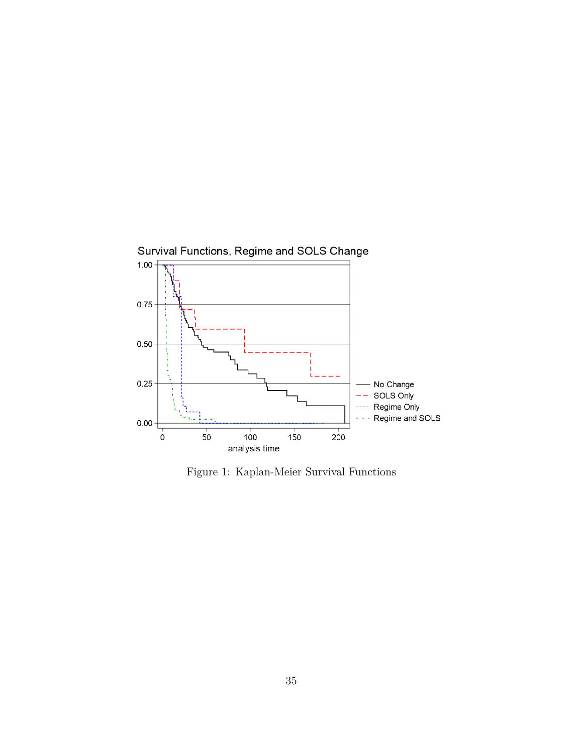Figure 1: Kaplan-Meier Survival Functions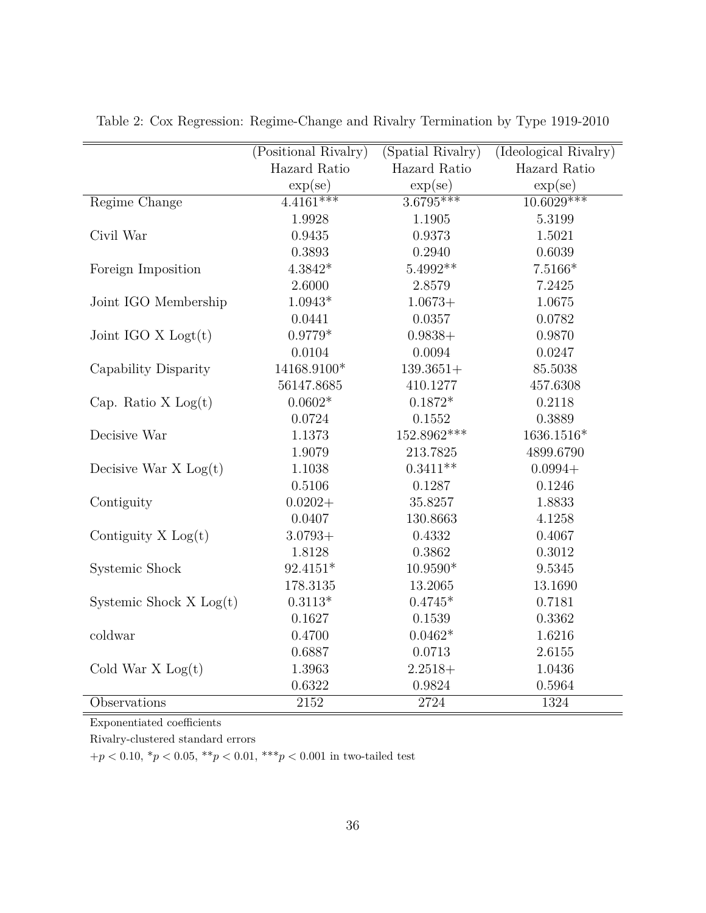Table 2: Cox Regression: Regime-Change and Rivalry Termination by Type 1919-2010

| | (Positional Rivalry) | (Spatial Rivalry) | (Ideological Rivalry) |
|---|---|---|---|
| | Hazard Ratio | Hazard Ratio | Hazard Ratio |
| | exp(se) | exp(se) | exp(se) |
| Regime Change | 4.4161*** | 3.6795*** | 10.6029*** |
| | 1.9928 | 1.1905 | 5.3199 |
| Civil War | 0.9435 | 0.9373 | 1.5021 |
| | 0.3893 | 0.2940 | 0.6039 |
| Foreign Imposition | 4.3842* | 5.4992** | 7.5166* |
| | 2.6000 | 2.8579 | 7.2425 |
| Joint IGO Membership | 1.0943* | 1.0673+ | 1.0675 |
| | 0.0441 | 0.0357 | 0.0782 |
| Joint IGO X Logt(t) | 0.9779* | 0.9838+ | 0.9870 |
| | 0.0104 | 0.0094 | 0.0247 |
| Capability Disparity | 14168.9100* | 139.3651+ | 85.5038 |
| | 56147.8685 | 410.1277 | 457.6308 |
| Cap. Ratio X Log(t) | 0.0602* | 0.1872* | 0.2118 |
| | 0.0724 | 0.1552 | 0.3889 |
| Decisive War | 1.1373 | 152.8962*** | 1636.1516* |
| | 1.9079 | 213.7825 | 4899.6790 |
| Decisive War X Log(t) | 1.1038 | 0.3411** | 0.0994+ |
| | 0.5106 | 0.1287 | 0.1246 |
| Contiguity | 0.0202+ | 35.8257 | 1.8833 |
| | 0.0407 | 130.8663 | 4.1258 |
| Contiguity X Log(t) | 3.0793+ | 0.4332 | 0.4067 |
| | 1.8128 | 0.3862 | 0.3012 |
| Systemic Shock | 92.4151* | 10.9590* | 9.5345 |
| | 178.3135 | 13.2065 | 13.1690 |
| Systemic Shock X Log(t) | 0.3113* | 0.4745* | 0.7181 |
| | 0.1627 | 0.1539 | 0.3362 |
| coldwar | 0.4700 | 0.0462* | 1.6216 |
| | 0.6887 | 0.0713 | 2.6155 |
| Cold War X Log(t) | 1.3963 | 2.2518+ | 1.0436 |
| | 0.6322 | 0.9824 | 0.5964 |
| Observations | 2152 | 2724 | 1324 |

Exponentiated coefficients

Rivalry-clustered standard errors

$+p < 0.10$, $^{*}p < 0.05$, $^{**}p < 0.01$, $^{***}p < 0.001$ in two-tailed test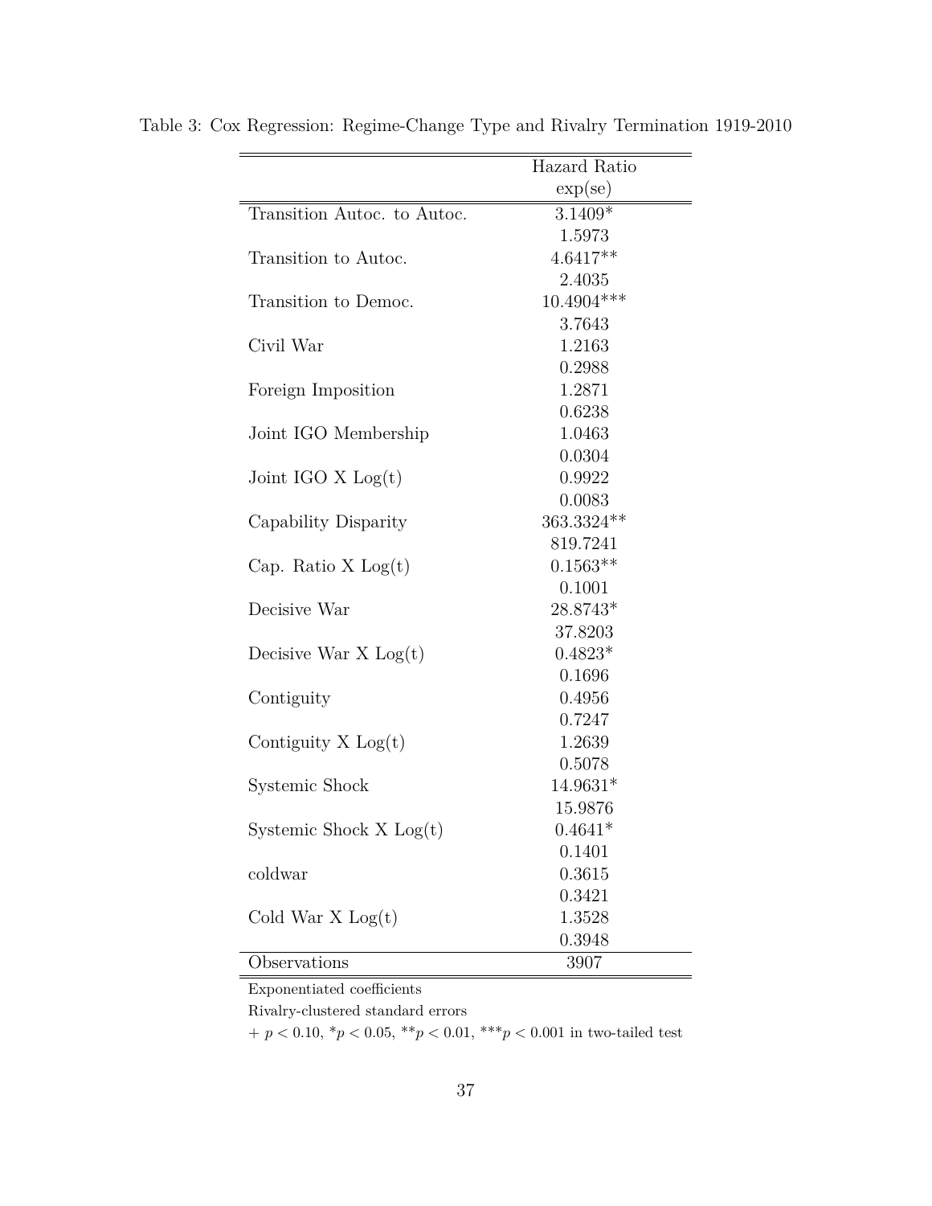Table 3: Cox Regression: Regime-Change Type and Rivalry Termination 1919-2010

| | Hazard Ratio exp(se) |
|---|---|
| Transition Autoc. to Autoc. | 3.1409* |
| | 1.5973 |
| Transition to Autoc. | 4.6417** |
| | 2.4035 |
| Transition to Democ. | 10.4904*** |
| | 3.7643 |
| Civil War | 1.2163 |
| | 0.2988 |
| Foreign Imposition | 1.2871 |
| | 0.6238 |
| Joint IGO Membership | 1.0463 |
| | 0.0304 |
| Joint IGO X Log(t) | 0.9922 |
| | 0.0083 |
| Capability Disparity | 363.3324** |
| | 819.7241 |
| Cap. Ratio X Log(t) | 0.1563** |
| | 0.1001 |
| Decisive War | 28.8743* |
| | 37.8203 |
| Decisive War X Log(t) | 0.4823* |
| | 0.1696 |
| Contiguity | 0.4956 |
| | 0.7247 |
| Contiguity X Log(t) | 1.2639 |
| | 0.5078 |
| Systemic Shock | 14.9631* |
| | 15.9876 |
| Systemic Shock X Log(t) | 0.4641* |
| | 0.1401 |
| coldwar | 0.3615 |
| | 0.3421 |
| Cold War X Log(t) | 1.3528 |
| | 0.3948 |
| Observations | 3907 |

Exponentiated coefficients

Rivalry-clustered standard errors

+ $p < 0.10$, \*$p < 0.05$, \*\*$p < 0.01$, \*\*\*$p < 0.001$ in two-tailed test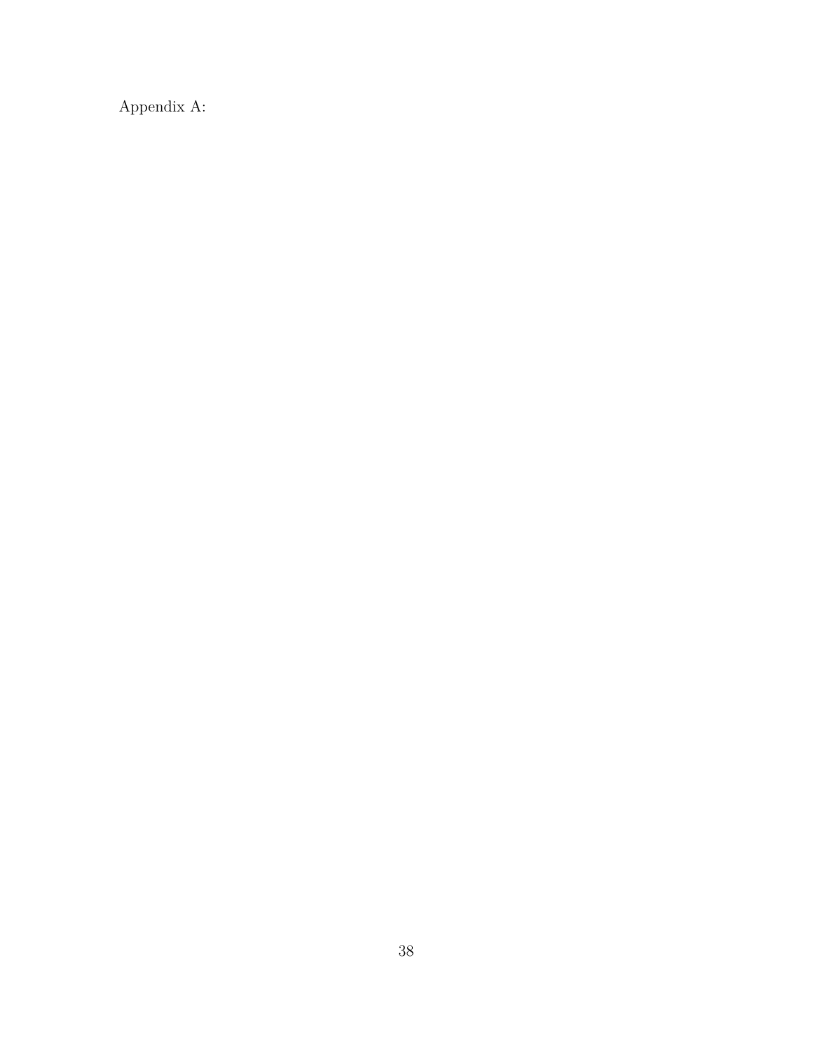Appendix A: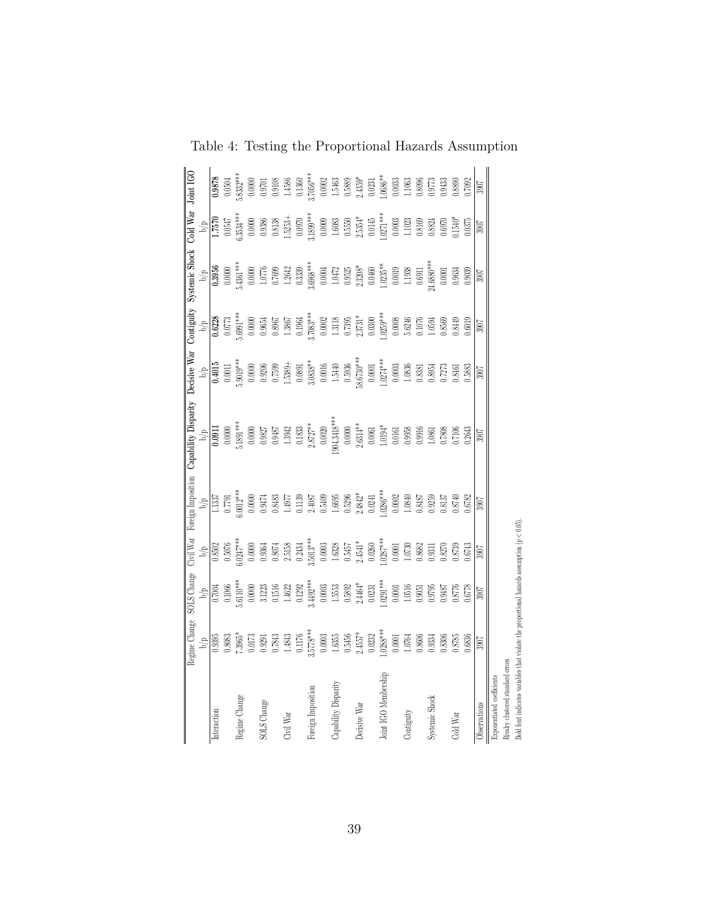Table 4: Testing the Proportional Hazards Assumption

| | Regime Change | SOLS Change | Civil War | Foreign Imposition | Capability Disparity | Decisive War | Contiguity | Systemic Shock | Cold War | Joint IGO |
|---|---|---|---|---|---|---|---|---|---|---|
| | b/p | b/p | b/p | b/p | b/p | b/p | b/p | b/p | b/p | b/p |
| Interaction | 0.9395 | 0.7004 | 0.8502 | 1.1337 | **0.0911** | **0.4015** | **0.6228** | **0.3956** | **1.7570** | **0.9878** |
| | 0.8083 | 0.1066 | 0.5076 | 0.7791 | 0.0000 | 0.0011 | 0.0773 | 0.0000 | 0.0547 | 0.0504 |
| Regime Change | 7.3965* | 5.6110*** | 6.0247*** | 6.0012*** | 5.1891*** | 5.9019*** | 5.6991*** | 5.4361*** | 6.3534*** | 5.8332*** |
| | 0.0173 | 0.0000 | 0.0000 | 0.0000 | 0.0000 | 0.0000 | 0.0000 | 0.0000 | 0.0000 | 0.0000 |
| SOLS Change | 0.9291 | 3.1223 | 0.9364 | 0.9474 | 0.9827 | 0.9206 | 0.9654 | 1.0776 | 0.9386 | 0.9701 |
| | 0.7843 | 0.1516 | 0.8074 | 0.8483 | 0.9487 | 0.7599 | 0.8967 | 0.7699 | 0.8138 | 0.9108 |
| Civil War | 1.4843 | 1.4622 | 2.5158 | 1.4977 | 1.3942 | 1.5389+ | 1.3867 | 1.2642 | 1.5253+ | 1.4586 |
| | 0.1176 | 0.1292 | 0.2434 | 0.1139 | 0.1833 | 0.0891 | 0.1964 | 0.3339 | 0.0970 | 0.1360 |
| Foreign Imposition | 3.5778*** | 3.4492*** | 3.5013*** | 2.4087 | 2.8727** | 3.0838** | 3.7083*** | 3.6968*** | 3.1899*** | 3.7056*** |
| | 0.0003 | 0.0003 | 0.0003 | 0.5409 | 0.0020 | 0.0016 | 0.0002 | 0.0004 | 0.0009 | 0.0002 |
| Capability Disparity | 1.6355 | 1.5553 | 1.6328 | 1.6695 | 1904.3418*** | 1.5440 | 1.3118 | 1.0472 | 1.6083 | 1.5463 |
| | 0.5456 | 0.5892 | 0.5457 | 0.5296 | 0.0000 | 0.5936 | 0.7395 | 0.9525 | 0.5550 | 0.5889 |
| Decisive War | 2.4557* | 2.4464* | 2.4541* | 2.4842* | 2.6314** | 58.6730*** | 2.3731* | 2.3208* | 2.5354* | 2.4359* |
| | 0.0232 | 0.0231 | 0.0260 | 0.0241 | 0.0061 | 0.0001 | 0.0300 | 0.0460 | 0.0145 | 0.0231 |
| Joint IGO Membership | 1.0288*** | 1.0291*** | 1.0287*** | 1.0286*** | 1.0194* | 1.0274*** | 1.0259*** | 1.0235** | 1.0271*** | 1.0686** |
| | 0.0001 | 0.0001 | 0.0001 | 0.0002 | 0.0161 | 0.0003 | 0.0008 | 0.0019 | 0.0003 | 0.0033 |
| Contiguity | 1.0764 | 1.0516 | 1.0730 | 1.0840 | 0.9958 | 1.0836 | 5.6246 | 1.1938 | 1.1023 | 1.1063 |
| | 0.8606 | 0.9051 | 0.8682 | 0.8487 | 0.9916 | 0.8381 | 0.1076 | 0.6311 | 0.8169 | 0.8096 |
| Systemic Shock | 0.9334 | 0.9795 | 0.9311 | 0.9259 | 1.0861 | 0.8954 | 1.0594 | 24.6880*** | 0.8824 | 0.9773 |
| | 0.8306 | 0.9487 | 0.8270 | 0.8137 | 0.7808 | 0.7273 | 0.8569 | 0.0001 | 0.6970 | 0.9433 |
| Cold War | 0.8785 | 0.8776 | 0.8739 | 0.8740 | 0.7106 | 0.8461 | 0.8449 | 0.9634 | 0.1540* | 0.8890 |
| | 0.6836 | 0.6778 | 0.6743 | 0.6782 | 0.2643 | 0.5883 | 0.6019 | 0.9039 | 0.0375 | 0.7092 |
| Observations | 3907 | 3907 | 3907 | 3907 | 3907 | 3907 | 3907 | 3907 | 3907 | 3907 |

Exponentiated coefficients

Rivalry clustered standard errors

Bold font indicates variables that violate the proportional hazards assumption ($p < 0.05$).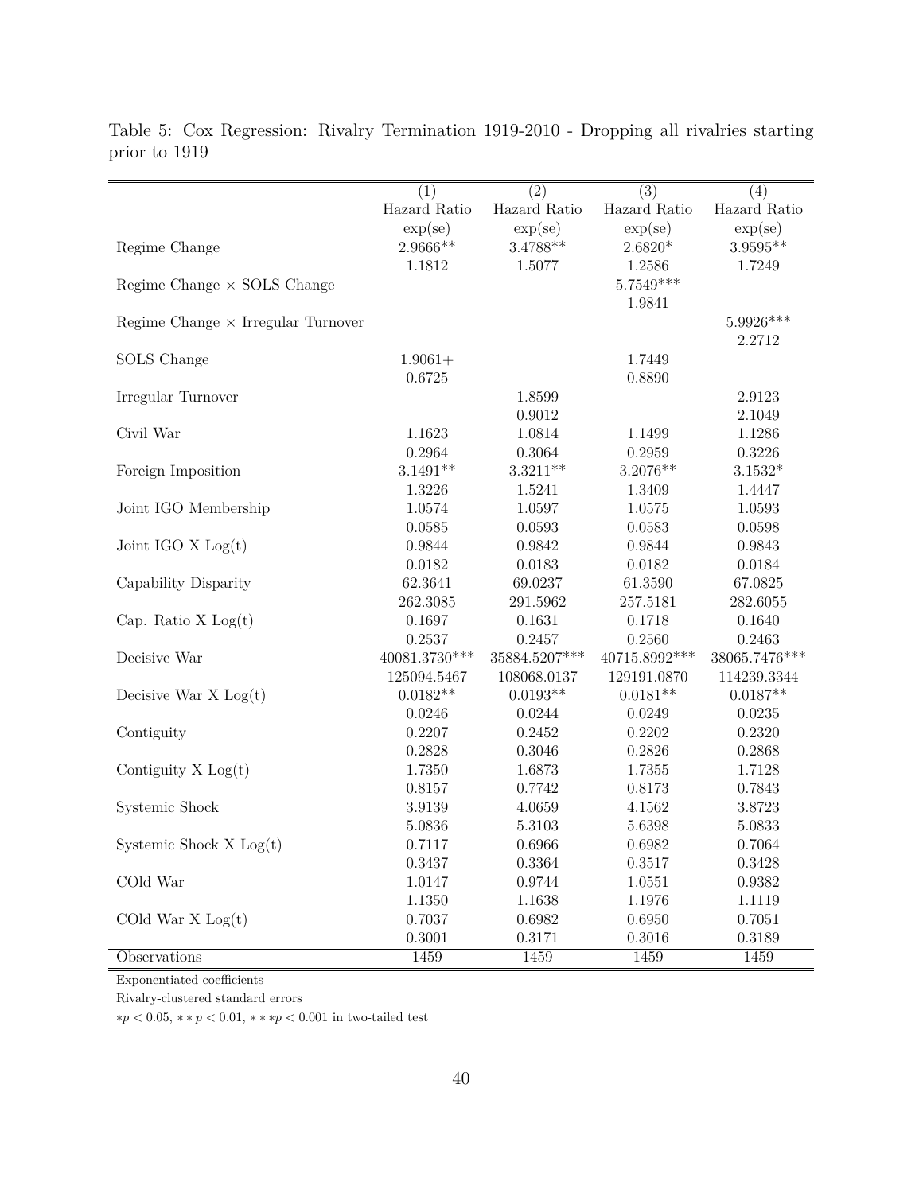Table 5: Cox Regression: Rivalry Termination 1919-2010 - Dropping all rivalries starting prior to 1919

| | (1) | (2) | (3) | (4) |
|---|---|---|---|---|
| | Hazard Ratio | Hazard Ratio | Hazard Ratio | Hazard Ratio |
| | exp(se) | exp(se) | exp(se) | exp(se) |
| Regime Change | 2.9666** | 3.4788** | 2.6820* | 3.9595** |
| | 1.1812 | 1.5077 | 1.2586 | 1.7249 |
| Regime Change × SOLS Change | | | 5.7549*** | |
| | | | 1.9841 | |
| Regime Change × Irregular Turnover | | | | 5.9926*** |
| | | | | 2.2712 |
| SOLS Change | 1.9061+ | | 1.7449 | |
| | 0.6725 | | 0.8890 | |
| Irregular Turnover | | 1.8599 | | 2.9123 |
| | | 0.9012 | | 2.1049 |
| Civil War | 1.1623 | 1.0814 | 1.1499 | 1.1286 |
| | 0.2964 | 0.3064 | 0.2959 | 0.3226 |
| Foreign Imposition | 3.1491** | 3.3211** | 3.2076** | 3.1532* |
| | 1.3226 | 1.5241 | 1.3409 | 1.4447 |
| Joint IGO Membership | 1.0574 | 1.0597 | 1.0575 | 1.0593 |
| | 0.0585 | 0.0593 | 0.0583 | 0.0598 |
| Joint IGO X Log(t) | 0.9844 | 0.9842 | 0.9844 | 0.9843 |
| | 0.0182 | 0.0183 | 0.0182 | 0.0184 |
| Capability Disparity | 62.3641 | 69.0237 | 61.3590 | 67.0825 |
| | 262.3085 | 291.5962 | 257.5181 | 282.6055 |
| Cap. Ratio X Log(t) | 0.1697 | 0.1631 | 0.1718 | 0.1640 |
| | 0.2537 | 0.2457 | 0.2560 | 0.2463 |
| Decisive War | 40081.3730*** | 35884.5207*** | 40715.8992*** | 38065.7476*** |
| | 125094.5467 | 108068.0137 | 129191.0870 | 114239.3344 |
| Decisive War X Log(t) | 0.0182** | 0.0193** | 0.0181** | 0.0187** |
| | 0.0246 | 0.0244 | 0.0249 | 0.0235 |
| Contiguity | 0.2207 | 0.2452 | 0.2202 | 0.2320 |
| | 0.2828 | 0.3046 | 0.2826 | 0.2868 |
| Contiguity X Log(t) | 1.7350 | 1.6873 | 1.7355 | 1.7128 |
| | 0.8157 | 0.7742 | 0.8173 | 0.7843 |
| Systemic Shock | 3.9139 | 4.0659 | 4.1562 | 3.8723 |
| | 5.0836 | 5.3103 | 5.6398 | 5.0833 |
| Systemic Shock X Log(t) | 0.7117 | 0.6966 | 0.6982 | 0.7064 |
| | 0.3437 | 0.3364 | 0.3517 | 0.3428 |
| COld War | 1.0147 | 0.9744 | 1.0551 | 0.9382 |
| | 1.1350 | 1.1638 | 1.1976 | 1.1119 |
| COld War X Log(t) | 0.7037 | 0.6982 | 0.6950 | 0.7051 |
| | 0.3001 | 0.3171 | 0.3016 | 0.3189 |
| Observations | 1459 | 1459 | 1459 | 1459 |

Exponentiated coefficients

Rivalry-clustered standard errors

$*p < 0.05$, $**p < 0.01$, $***p < 0.001$ in two-tailed test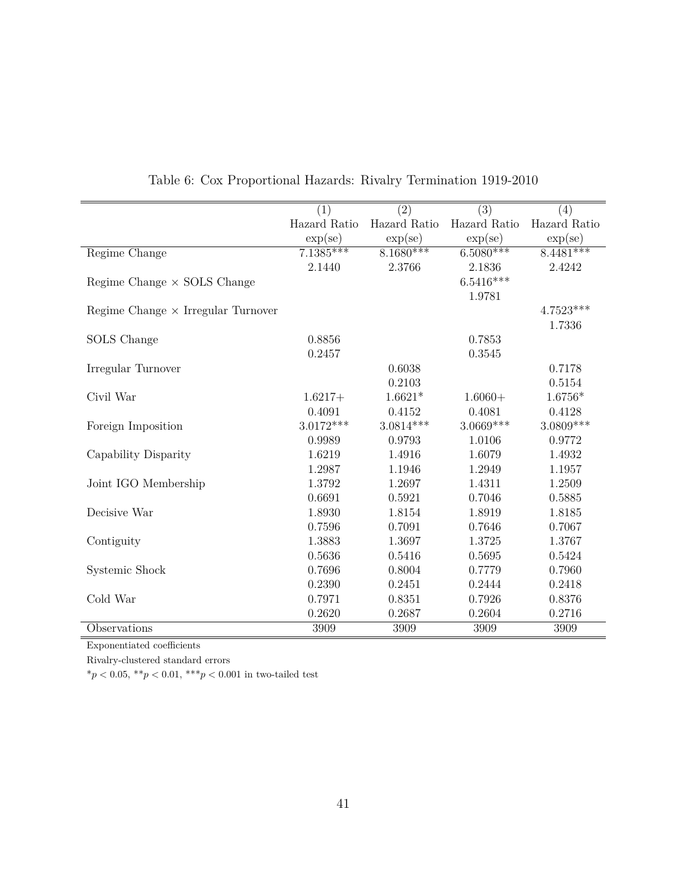Table 6: Cox Proportional Hazards: Rivalry Termination 1919-2010

| | (1) | (2) | (3) | (4) |
|---|---|---|---|---|
| | Hazard Ratio | Hazard Ratio | Hazard Ratio | Hazard Ratio |
| | exp(se) | exp(se) | exp(se) | exp(se) |
| Regime Change | 7.1385*** | 8.1680*** | 6.5080*** | 8.4481*** |
| | 2.1440 | 2.3766 | 2.1836 | 2.4242 |
| Regime Change × SOLS Change | | | 6.5416*** | |
| | | | 1.9781 | |
| Regime Change × Irregular Turnover | | | | 4.7523*** |
| | | | | 1.7336 |
| SOLS Change | 0.8856 | | 0.7853 | |
| | 0.2457 | | 0.3545 | |
| Irregular Turnover | | 0.6038 | | 0.7178 |
| | | 0.2103 | | 0.5154 |
| Civil War | 1.6217+ | 1.6621* | 1.6060+ | 1.6756* |
| | 0.4091 | 0.4152 | 0.4081 | 0.4128 |
| Foreign Imposition | 3.0172*** | 3.0814*** | 3.0669*** | 3.0809*** |
| | 0.9989 | 0.9793 | 1.0106 | 0.9772 |
| Capability Disparity | 1.6219 | 1.4916 | 1.6079 | 1.4932 |
| | 1.2987 | 1.1946 | 1.2949 | 1.1957 |
| Joint IGO Membership | 1.3792 | 1.2697 | 1.4311 | 1.2509 |
| | 0.6691 | 0.5921 | 0.7046 | 0.5885 |
| Decisive War | 1.8930 | 1.8154 | 1.8919 | 1.8185 |
| | 0.7596 | 0.7091 | 0.7646 | 0.7067 |
| Contiguity | 1.3883 | 1.3697 | 1.3725 | 1.3767 |
| | 0.5636 | 0.5416 | 0.5695 | 0.5424 |
| Systemic Shock | 0.7696 | 0.8004 | 0.7779 | 0.7960 |
| | 0.2390 | 0.2451 | 0.2444 | 0.2418 |
| Cold War | 0.7971 | 0.8351 | 0.7926 | 0.8376 |
| | 0.2620 | 0.2687 | 0.2604 | 0.2716 |
| Observations | 3909 | 3909 | 3909 | 3909 |

Exponentiated coefficients

Rivalry-clustered standard errors

$^*p < 0.05$, $^{**}p < 0.01$, $^{***}p < 0.001$ in two-tailed test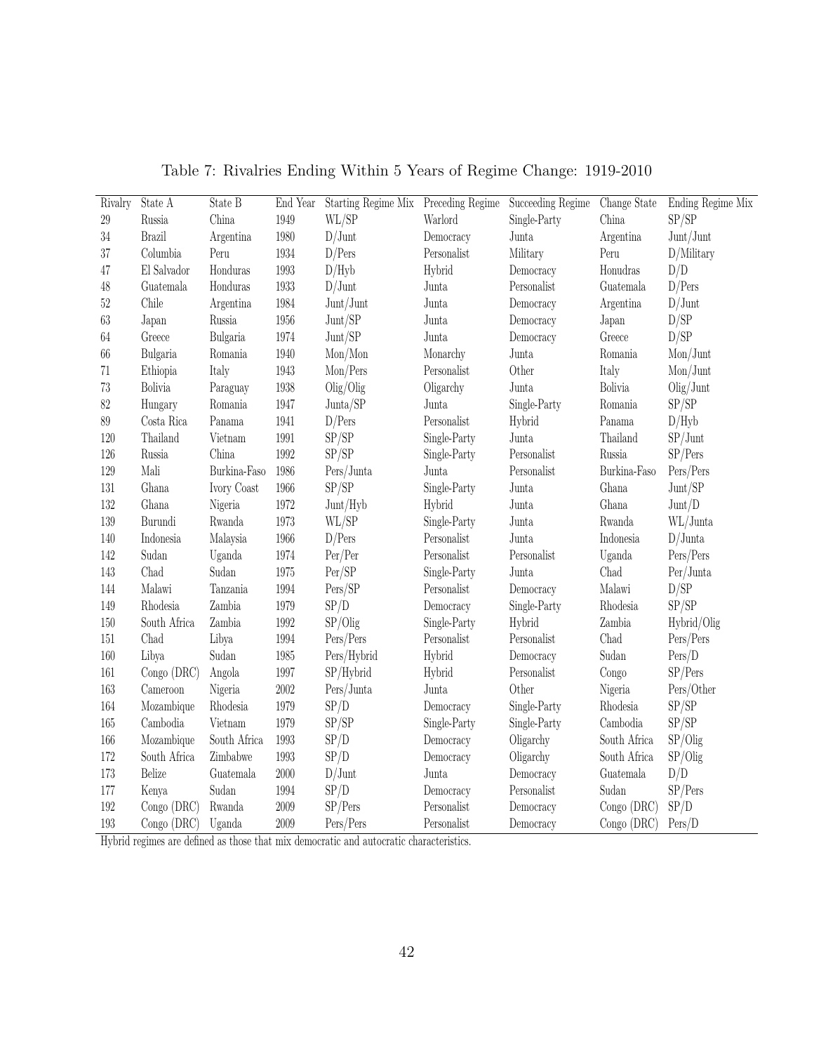Table 7: Rivalries Ending Within 5 Years of Regime Change: 1919-2010

| Rivalry | State A | State B | End Year | Starting Regime Mix | Preceding Regime | Succeeding Regime | Change State | Ending Regime Mix |
|---|---|---|---|---|---|---|---|---|
| 29 | Russia | China | 1949 | WL/SP | Warlord | Single-Party | China | SP/SP |
| 34 | Brazil | Argentina | 1980 | D/Junt | Democracy | Junta | Argentina | Junt/Junt |
| 37 | Columbia | Peru | 1934 | D/Pers | Personalist | Military | Peru | D/Military |
| 47 | El Salvador | Honduras | 1993 | D/Hyb | Hybrid | Democracy | Honudras | D/D |
| 48 | Guatemala | Honduras | 1933 | D/Junt | Junta | Personalist | Guatemala | D/Pers |
| 52 | Chile | Argentina | 1984 | Junt/Junt | Junta | Democracy | Argentina | D/Junt |
| 63 | Japan | Russia | 1956 | Junt/SP | Junta | Democracy | Japan | D/SP |
| 64 | Greece | Bulgaria | 1974 | Junt/SP | Junta | Democracy | Greece | D/SP |
| 66 | Bulgaria | Romania | 1940 | Mon/Mon | Monarchy | Junta | Romania | Mon/Junt |
| 71 | Ethiopia | Italy | 1943 | Mon/Pers | Personalist | Other | Italy | Mon/Junt |
| 73 | Bolivia | Paraguay | 1938 | Olig/Olig | Oligarchy | Junta | Bolivia | Olig/Junt |
| 82 | Hungary | Romania | 1947 | Junta/SP | Junta | Single-Party | Romania | SP/SP |
| 89 | Costa Rica | Panama | 1941 | D/Pers | Personalist | Hybrid | Panama | D/Hyb |
| 120 | Thailand | Vietnam | 1991 | SP/SP | Single-Party | Junta | Thailand | SP/Junt |
| 126 | Russia | China | 1992 | SP/SP | Single-Party | Personalist | Russia | SP/Pers |
| 129 | Mali | Burkina-Faso | 1986 | Pers/Junta | Junta | Personalist | Burkina-Faso | Pers/Pers |
| 131 | Ghana | Ivory Coast | 1966 | SP/SP | Single-Party | Junta | Ghana | Junt/SP |
| 132 | Ghana | Nigeria | 1972 | Junt/Hyb | Hybrid | Junta | Ghana | Junt/D |
| 139 | Burundi | Rwanda | 1973 | WL/SP | Single-Party | Junta | Rwanda | WL/Junta |
| 140 | Indonesia | Malaysia | 1966 | D/Pers | Personalist | Junta | Indonesia | D/Junta |
| 142 | Sudan | Uganda | 1974 | Per/Per | Personalist | Personalist | Uganda | Pers/Pers |
| 143 | Chad | Sudan | 1975 | Per/SP | Single-Party | Junta | Chad | Per/Junta |
| 144 | Malawi | Tanzania | 1994 | Pers/SP | Personalist | Democracy | Malawi | D/SP |
| 149 | Rhodesia | Zambia | 1979 | SP/D | Democracy | Single-Party | Rhodesia | SP/SP |
| 150 | South Africa | Zambia | 1992 | SP/Olig | Single-Party | Hybrid | Zambia | Hybrid/Olig |
| 151 | Chad | Libya | 1994 | Pers/Pers | Personalist | Personalist | Chad | Pers/Pers |
| 160 | Libya | Sudan | 1985 | Pers/Hybrid | Hybrid | Democracy | Sudan | Pers/D |
| 161 | Congo (DRC) | Angola | 1997 | SP/Hybrid | Hybrid | Personalist | Congo | SP/Pers |
| 163 | Cameroon | Nigeria | 2002 | Pers/Junta | Junta | Other | Nigeria | Pers/Other |
| 164 | Mozambique | Rhodesia | 1979 | SP/D | Democracy | Single-Party | Rhodesia | SP/SP |
| 165 | Cambodia | Vietnam | 1979 | SP/SP | Single-Party | Single-Party | Cambodia | SP/SP |
| 166 | Mozambique | South Africa | 1993 | SP/D | Democracy | Oligarchy | South Africa | SP/Olig |
| 172 | South Africa | Zimbabwe | 1993 | SP/D | Democracy | Oligarchy | South Africa | SP/Olig |
| 173 | Belize | Guatemala | 2000 | D/Junt | Junta | Democracy | Guatemala | D/D |
| 177 | Kenya | Sudan | 1994 | SP/D | Democracy | Personalist | Sudan | SP/Pers |
| 192 | Congo (DRC) | Rwanda | 2009 | SP/Pers | Personalist | Democracy | Congo (DRC) | SP/D |
| 193 | Congo (DRC) | Uganda | 2009 | Pers/Pers | Personalist | Democracy | Congo (DRC) | Pers/D |

Hybrid regimes are defined as those that mix democratic and autocratic characteristics.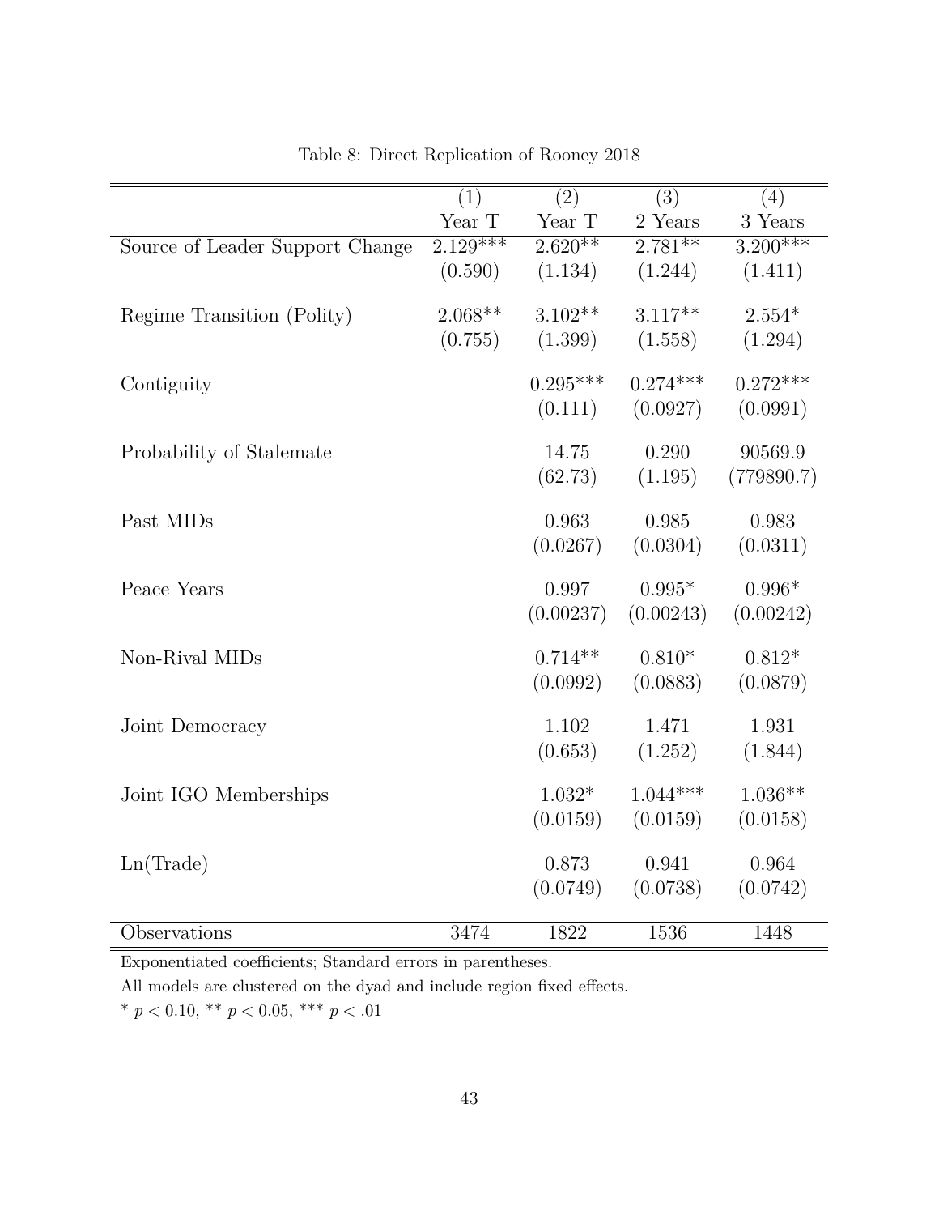Table 8: Direct Replication of Rooney 2018

| | (1) | (2) | (3) | (4) |
|---|---|---|---|---|
| | Year T | Year T | 2 Years | 3 Years |
| Source of Leader Support Change | 2.129*** | 2.620** | 2.781** | 3.200*** |
| | (0.590) | (1.134) | (1.244) | (1.411) |
| Regime Transition (Polity) | 2.068** | 3.102** | 3.117** | 2.554* |
| | (0.755) | (1.399) | (1.558) | (1.294) |
| Contiguity | | 0.295*** | 0.274*** | 0.272*** |
| | | (0.111) | (0.0927) | (0.0991) |
| Probability of Stalemate | | 14.75 | 0.290 | 90569.9 |
| | | (62.73) | (1.195) | (779890.7) |
| Past MIDs | | 0.963 | 0.985 | 0.983 |
| | | (0.0267) | (0.0304) | (0.0311) |
| Peace Years | | 0.997 | 0.995* | 0.996* |
| | | (0.00237) | (0.00243) | (0.00242) |
| Non-Rival MIDs | | 0.714** | 0.810* | 0.812* |
| | | (0.0992) | (0.0883) | (0.0879) |
| Joint Democracy | | 1.102 | 1.471 | 1.931 |
| | | (0.653) | (1.252) | (1.844) |
| Joint IGO Memberships | | 1.032* | 1.044*** | 1.036** |
| | | (0.0159) | (0.0159) | (0.0158) |
| Ln(Trade) | | 0.873 | 0.941 | 0.964 |
| | | (0.0749) | (0.0738) | (0.0742) |
| Observations | 3474 | 1822 | 1536 | 1448 |

Exponentiated coefficients; Standard errors in parentheses.

All models are clustered on the dyad and include region fixed effects.

* $p < 0.10$, ** $p < 0.05$, *** $p < .01$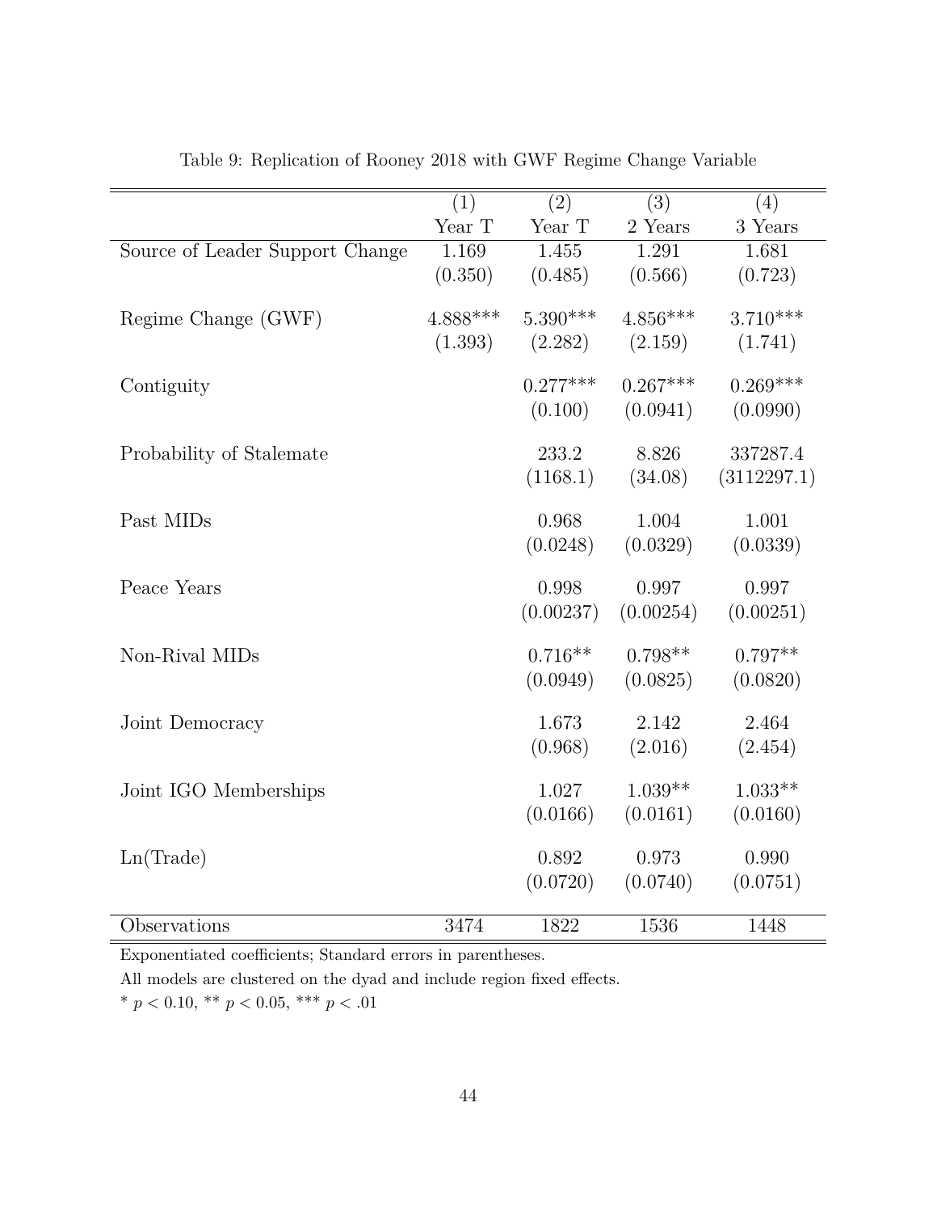Table 9: Replication of Rooney 2018 with GWF Regime Change Variable

| | (1) | (2) | (3) | (4) |
|---|---|---|---|---|
| | Year T | Year T | 2 Years | 3 Years |
| Source of Leader Support Change | 1.169 | 1.455 | 1.291 | 1.681 |
| | (0.350) | (0.485) | (0.566) | (0.723) |
| Regime Change (GWF) | 4.888*** | 5.390*** | 4.856*** | 3.710*** |
| | (1.393) | (2.282) | (2.159) | (1.741) |
| Contiguity | | 0.277*** | 0.267*** | 0.269*** |
| | | (0.100) | (0.0941) | (0.0990) |
| Probability of Stalemate | | 233.2 | 8.826 | 337287.4 |
| | | (1168.1) | (34.08) | (3112297.1) |
| Past MIDs | | 0.968 | 1.004 | 1.001 |
| | | (0.0248) | (0.0329) | (0.0339) |
| Peace Years | | 0.998 | 0.997 | 0.997 |
| | | (0.00237) | (0.00254) | (0.00251) |
| Non-Rival MIDs | | 0.716** | 0.798** | 0.797** |
| | | (0.0949) | (0.0825) | (0.0820) |
| Joint Democracy | | 1.673 | 2.142 | 2.464 |
| | | (0.968) | (2.016) | (2.454) |
| Joint IGO Memberships | | 1.027 | 1.039** | 1.033** |
| | | (0.0166) | (0.0161) | (0.0160) |
| Ln(Trade) | | 0.892 | 0.973 | 0.990 |
| | | (0.0720) | (0.0740) | (0.0751) |
| Observations | 3474 | 1822 | 1536 | 1448 |

Exponentiated coefficients; Standard errors in parentheses.

All models are clustered on the dyad and include region fixed effects.

* $p < 0.10$, ** $p < 0.05$, *** $p < .01$